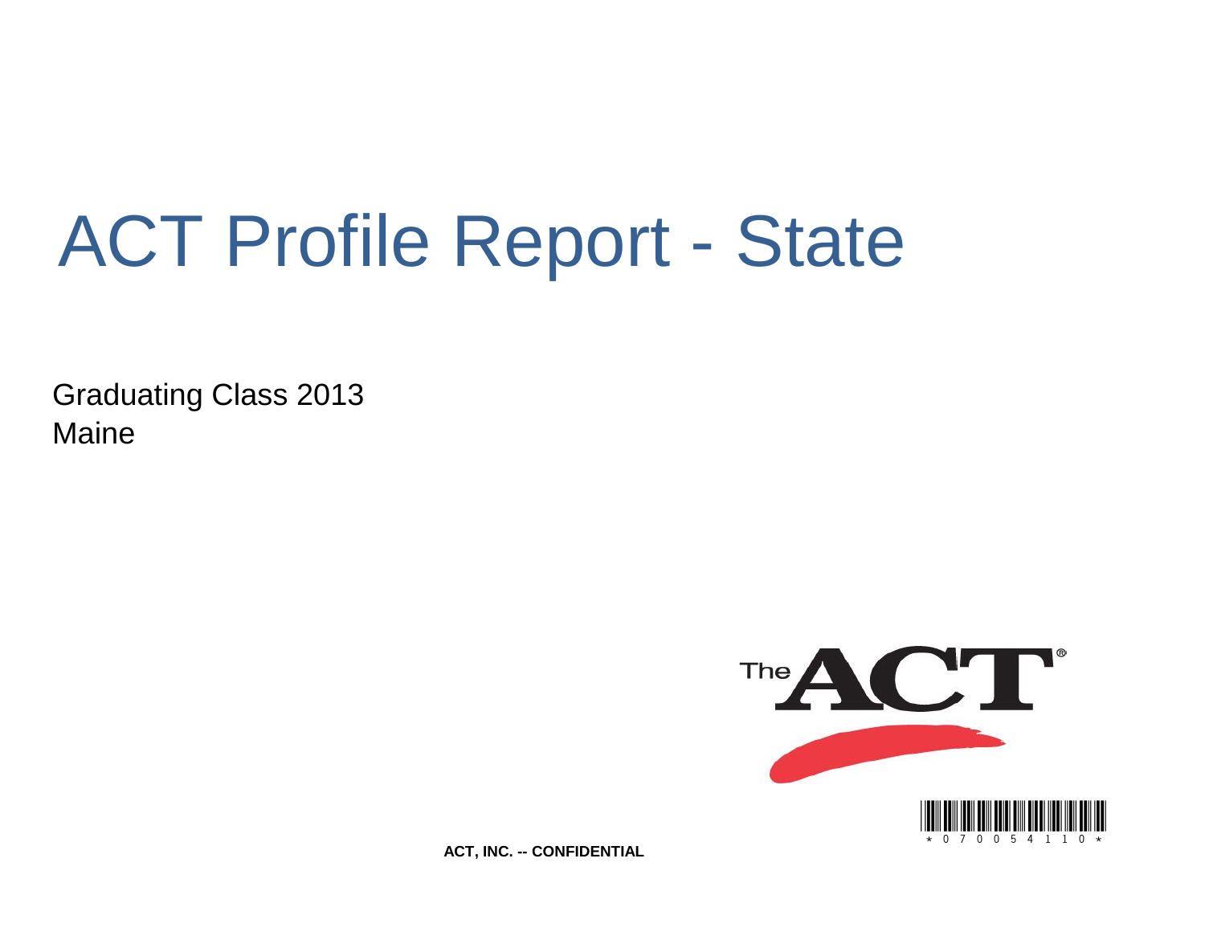# ACT Profile Report - State

Graduating Class 2013
Maine

ACT, INC. -- CONFIDENTIAL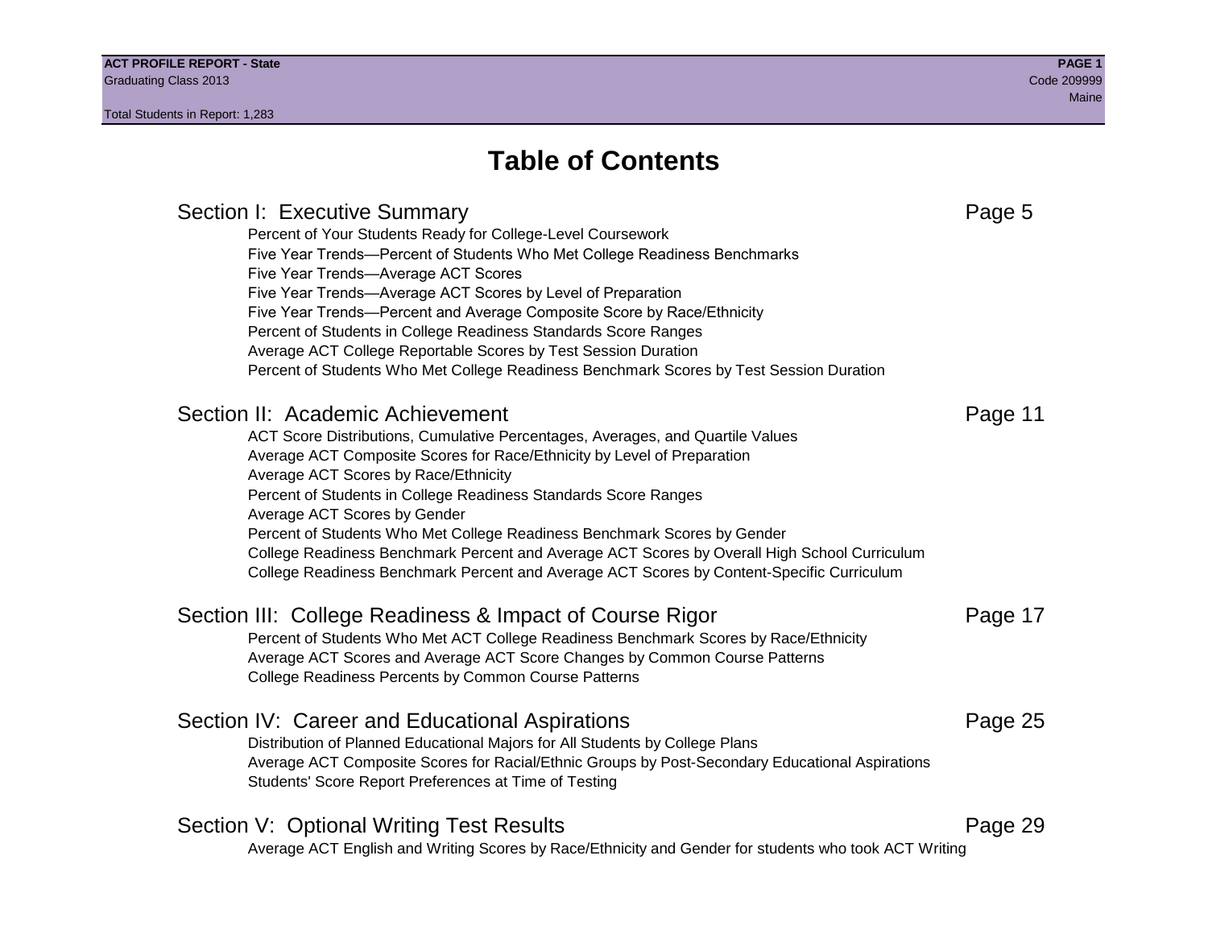# Table of Contents

## Section I: Executive Summary — Page 5

- Percent of Your Students Ready for College-Level Coursework
- Five Year Trends—Percent of Students Who Met College Readiness Benchmarks
- Five Year Trends—Average ACT Scores
- Five Year Trends—Average ACT Scores by Level of Preparation
- Five Year Trends—Percent and Average Composite Score by Race/Ethnicity
- Percent of Students in College Readiness Standards Score Ranges
- Average ACT College Reportable Scores by Test Session Duration
- Percent of Students Who Met College Readiness Benchmark Scores by Test Session Duration

## Section II: Academic Achievement — Page 11

- ACT Score Distributions, Cumulative Percentages, Averages, and Quartile Values
- Average ACT Composite Scores for Race/Ethnicity by Level of Preparation
- Average ACT Scores by Race/Ethnicity
- Percent of Students in College Readiness Standards Score Ranges
- Average ACT Scores by Gender
- Percent of Students Who Met College Readiness Benchmark Scores by Gender
- College Readiness Benchmark Percent and Average ACT Scores by Overall High School Curriculum
- College Readiness Benchmark Percent and Average ACT Scores by Content-Specific Curriculum

## Section III: College Readiness & Impact of Course Rigor — Page 17

- Percent of Students Who Met ACT College Readiness Benchmark Scores by Race/Ethnicity
- Average ACT Scores and Average ACT Score Changes by Common Course Patterns
- College Readiness Percents by Common Course Patterns

## Section IV: Career and Educational Aspirations — Page 25

- Distribution of Planned Educational Majors for All Students by College Plans
- Average ACT Composite Scores for Racial/Ethnic Groups by Post-Secondary Educational Aspirations
- Students' Score Report Preferences at Time of Testing

## Section V: Optional Writing Test Results — Page 29

- Average ACT English and Writing Scores by Race/Ethnicity and Gender for students who took ACT Writing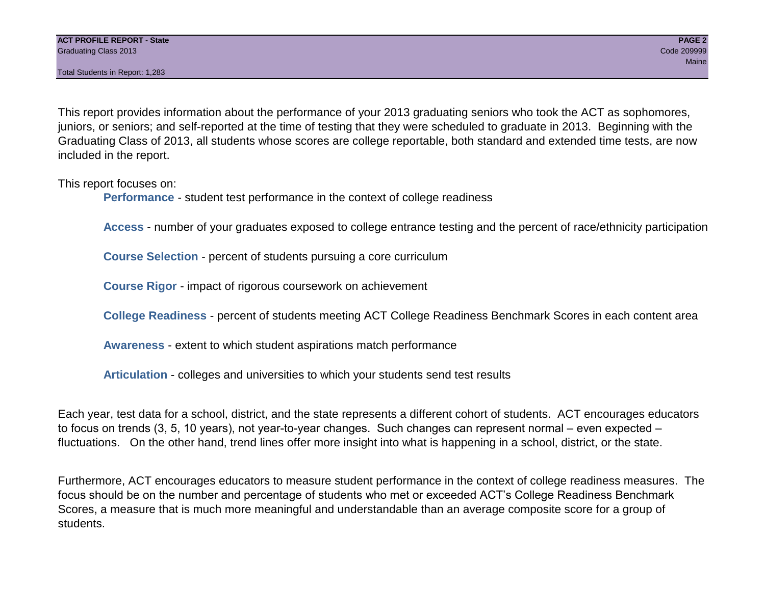This report provides information about the performance of your 2013 graduating seniors who took the ACT as sophomores, juniors, or seniors; and self-reported at the time of testing that they were scheduled to graduate in 2013. Beginning with the Graduating Class of 2013, all students whose scores are college reportable, both standard and extended time tests, are now included in the report.

This report focuses on:

- **Performance** - student test performance in the context of college readiness
- **Access** - number of your graduates exposed to college entrance testing and the percent of race/ethnicity participation
- **Course Selection** - percent of students pursuing a core curriculum
- **Course Rigor** - impact of rigorous coursework on achievement
- **College Readiness** - percent of students meeting ACT College Readiness Benchmark Scores in each content area
- **Awareness** - extent to which student aspirations match performance
- **Articulation** - colleges and universities to which your students send test results

Each year, test data for a school, district, and the state represents a different cohort of students. ACT encourages educators to focus on trends (3, 5, 10 years), not year-to-year changes. Such changes can represent normal – even expected – fluctuations. On the other hand, trend lines offer more insight into what is happening in a school, district, or the state.

Furthermore, ACT encourages educators to measure student performance in the context of college readiness measures. The focus should be on the number and percentage of students who met or exceeded ACT's College Readiness Benchmark Scores, a measure that is much more meaningful and understandable than an average composite score for a group of students.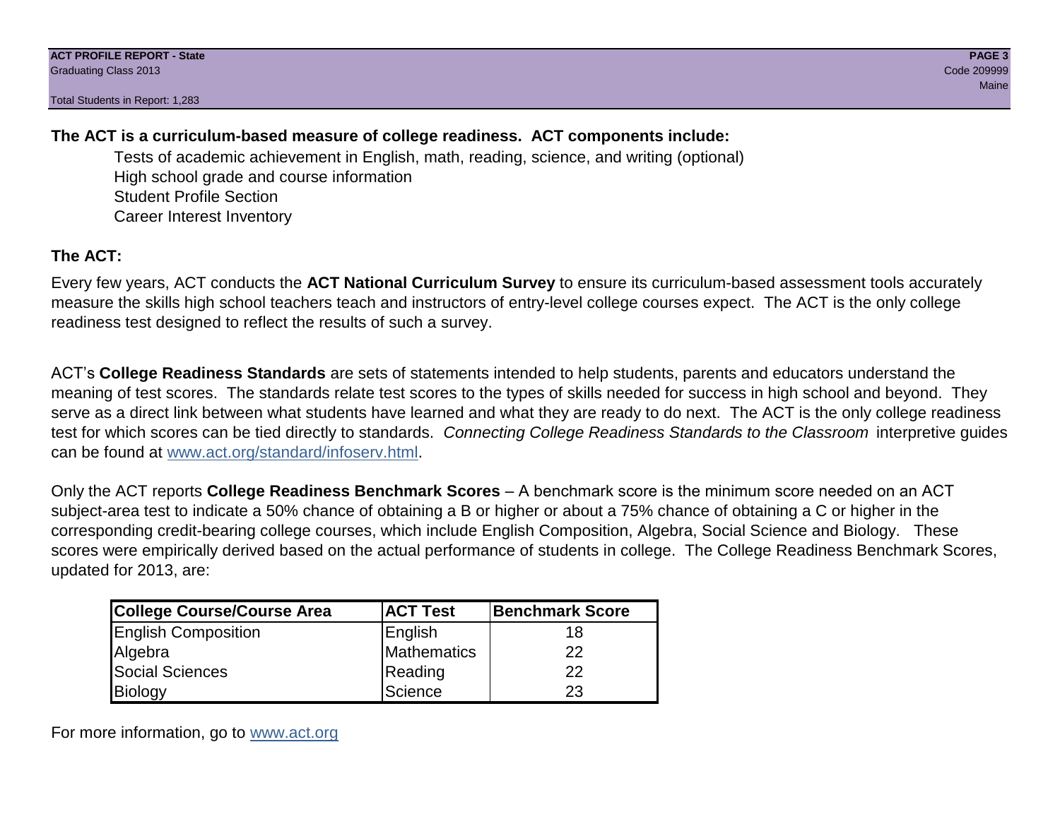**The ACT is a curriculum-based measure of college readiness. ACT components include:**

- Tests of academic achievement in English, math, reading, science, and writing (optional)
- High school grade and course information
- Student Profile Section
- Career Interest Inventory

**The ACT:**

Every few years, ACT conducts the **ACT National Curriculum Survey** to ensure its curriculum-based assessment tools accurately measure the skills high school teachers teach and instructors of entry-level college courses expect. The ACT is the only college readiness test designed to reflect the results of such a survey.

ACT's **College Readiness Standards** are sets of statements intended to help students, parents and educators understand the meaning of test scores. The standards relate test scores to the types of skills needed for success in high school and beyond. They serve as a direct link between what students have learned and what they are ready to do next. The ACT is the only college readiness test for which scores can be tied directly to standards. *Connecting College Readiness Standards to the Classroom* interpretive guides can be found at www.act.org/standard/infoserv.html.

Only the ACT reports **College Readiness Benchmark Scores** – A benchmark score is the minimum score needed on an ACT subject-area test to indicate a 50% chance of obtaining a B or higher or about a 75% chance of obtaining a C or higher in the corresponding credit-bearing college courses, which include English Composition, Algebra, Social Science and Biology. These scores were empirically derived based on the actual performance of students in college. The College Readiness Benchmark Scores, updated for 2013, are:

| College Course/Course Area | ACT Test | Benchmark Score |
|---|---|---|
| English Composition | English | 18 |
| Algebra | Mathematics | 22 |
| Social Sciences | Reading | 22 |
| Biology | Science | 23 |

For more information, go to www.act.org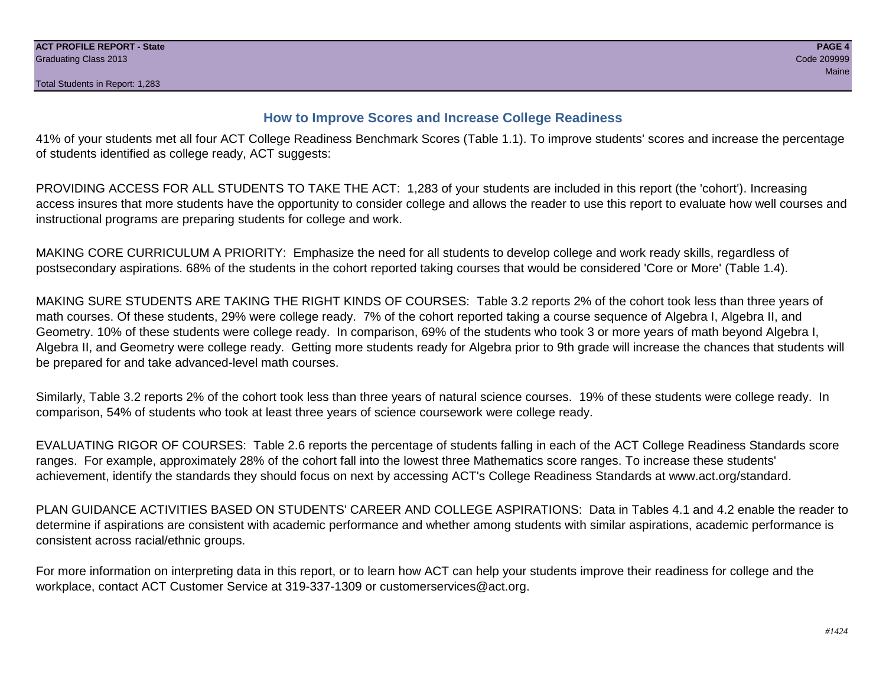## How to Improve Scores and Increase College Readiness

41% of your students met all four ACT College Readiness Benchmark Scores (Table 1.1). To improve students' scores and increase the percentage of students identified as college ready, ACT suggests:

PROVIDING ACCESS FOR ALL STUDENTS TO TAKE THE ACT: 1,283 of your students are included in this report (the 'cohort'). Increasing access insures that more students have the opportunity to consider college and allows the reader to use this report to evaluate how well courses and instructional programs are preparing students for college and work.

MAKING CORE CURRICULUM A PRIORITY: Emphasize the need for all students to develop college and work ready skills, regardless of postsecondary aspirations. 68% of the students in the cohort reported taking courses that would be considered 'Core or More' (Table 1.4).

MAKING SURE STUDENTS ARE TAKING THE RIGHT KINDS OF COURSES: Table 3.2 reports 2% of the cohort took less than three years of math courses. Of these students, 29% were college ready. 7% of the cohort reported taking a course sequence of Algebra I, Algebra II, and Geometry. 10% of these students were college ready. In comparison, 69% of the students who took 3 or more years of math beyond Algebra I, Algebra II, and Geometry were college ready. Getting more students ready for Algebra prior to 9th grade will increase the chances that students will be prepared for and take advanced-level math courses.

Similarly, Table 3.2 reports 2% of the cohort took less than three years of natural science courses. 19% of these students were college ready. In comparison, 54% of students who took at least three years of science coursework were college ready.

EVALUATING RIGOR OF COURSES: Table 2.6 reports the percentage of students falling in each of the ACT College Readiness Standards score ranges. For example, approximately 28% of the cohort fall into the lowest three Mathematics score ranges. To increase these students' achievement, identify the standards they should focus on next by accessing ACT's College Readiness Standards at www.act.org/standard.

PLAN GUIDANCE ACTIVITIES BASED ON STUDENTS' CAREER AND COLLEGE ASPIRATIONS: Data in Tables 4.1 and 4.2 enable the reader to determine if aspirations are consistent with academic performance and whether among students with similar aspirations, academic performance is consistent across racial/ethnic groups.

For more information on interpreting data in this report, or to learn how ACT can help your students improve their readiness for college and the workplace, contact ACT Customer Service at 319-337-1309 or customerservices@act.org.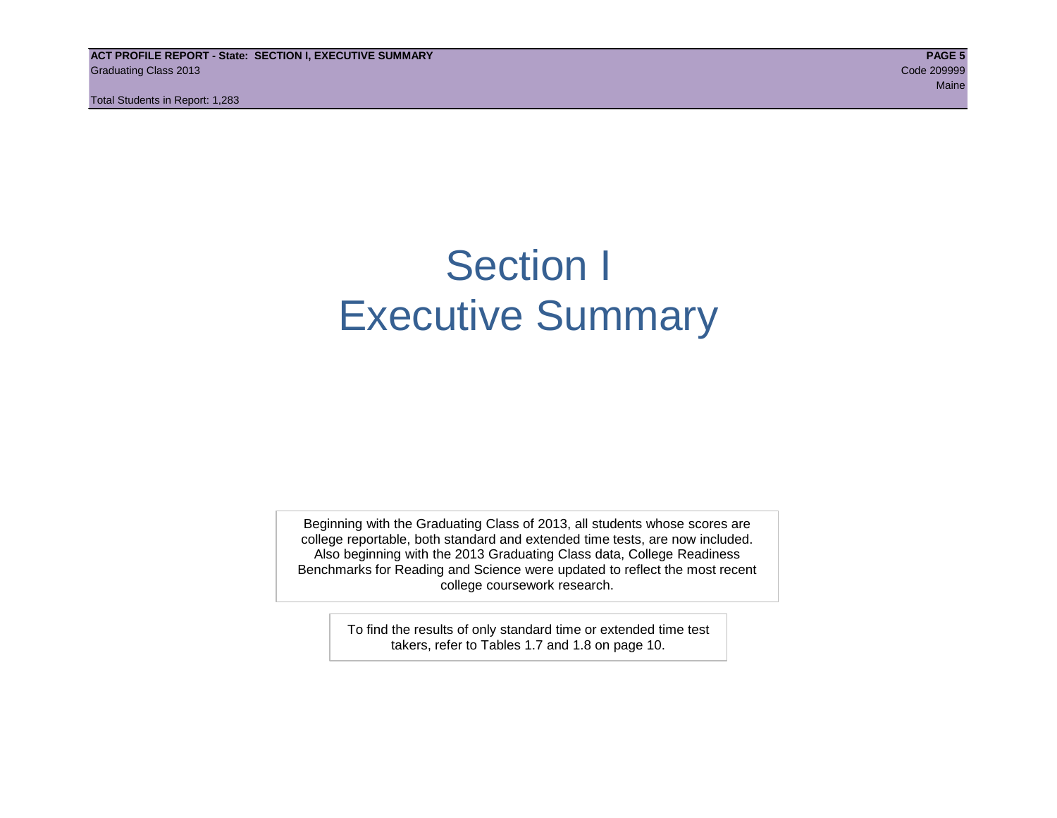# Section I
# Executive Summary

Beginning with the Graduating Class of 2013, all students whose scores are college reportable, both standard and extended time tests, are now included. Also beginning with the 2013 Graduating Class data, College Readiness Benchmarks for Reading and Science were updated to reflect the most recent college coursework research.

To find the results of only standard time or extended time test takers, refer to Tables 1.7 and 1.8 on page 10.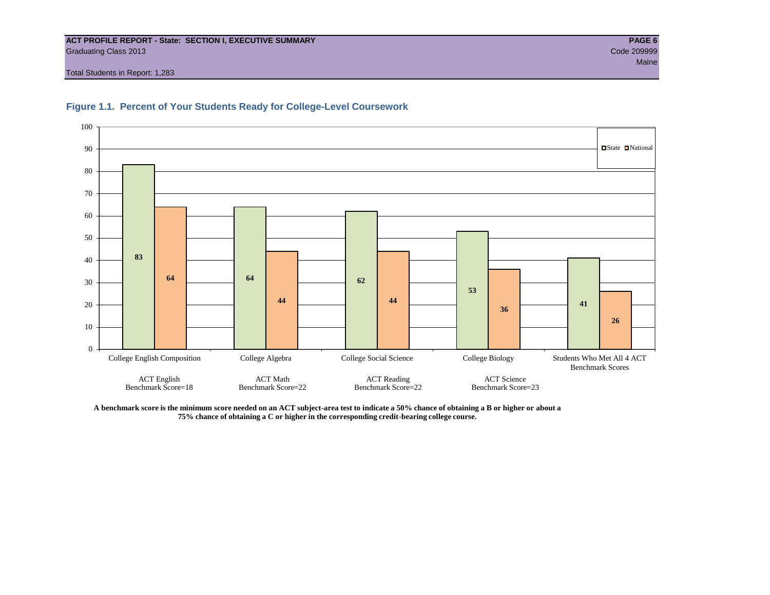**ACT PROFILE REPORT - State: SECTION I, EXECUTIVE SUMMARY**
Graduating Class 2013
Code 209999
Maine
Total Students in Report: 1,283

## Figure 1.1. Percent of Your Students Ready for College-Level Coursework

| | State | National |
|---|---|---|
| College English Composition (ACT English Benchmark Score=18) | 83 | 64 |
| College Algebra (ACT Math Benchmark Score=22) | 64 | 44 |
| College Social Science (ACT Reading Benchmark Score=22) | 62 | 44 |
| College Biology (ACT Science Benchmark Score=23) | 53 | 36 |
| Students Who Met All 4 ACT Benchmark Scores | 41 | 26 |

**A benchmark score is the minimum score needed on an ACT subject-area test to indicate a 50% chance of obtaining a B or higher or about a 75% chance of obtaining a C or higher in the corresponding credit-bearing college course.**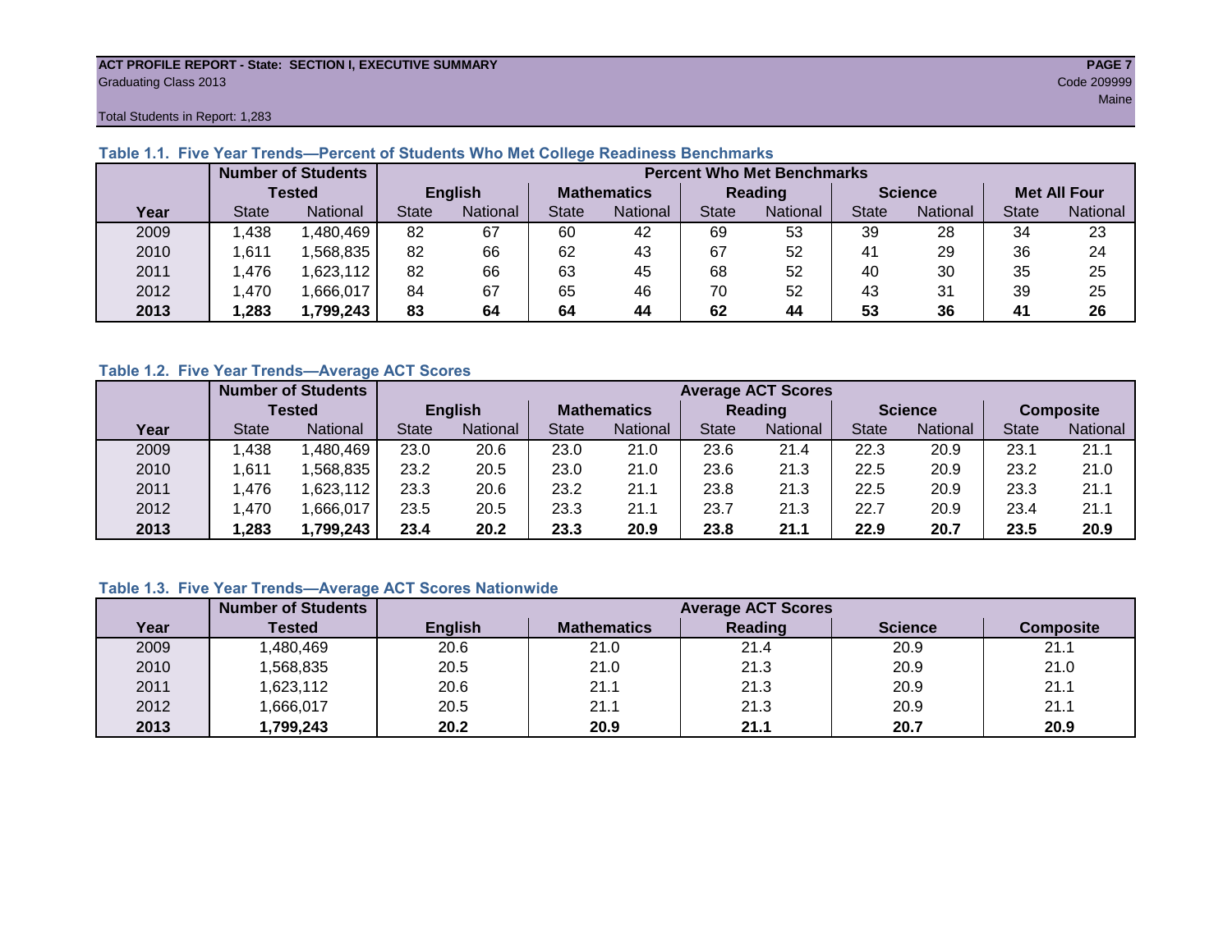**ACT PROFILE REPORT - State: SECTION I, EXECUTIVE SUMMARY**
Graduating Class 2013

Code 209999
Maine

Total Students in Report: 1,283

### Table 1.1. Five Year Trends—Percent of Students Who Met College Readiness Benchmarks

| | Number of Students Tested | | Percent Who Met Benchmarks | | | | | | | | | |
|---|---|---|---|---|---|---|---|---|---|---|---|---|
| | | | English | | Mathematics | | Reading | | Science | | Met All Four | |
| Year | State | National | State | National | State | National | State | National | State | National | State | National |
| 2009 | 1,438 | 1,480,469 | 82 | 67 | 60 | 42 | 69 | 53 | 39 | 28 | 34 | 23 |
| 2010 | 1,611 | 1,568,835 | 82 | 66 | 62 | 43 | 67 | 52 | 41 | 29 | 36 | 24 |
| 2011 | 1,476 | 1,623,112 | 82 | 66 | 63 | 45 | 68 | 52 | 40 | 30 | 35 | 25 |
| 2012 | 1,470 | 1,666,017 | 84 | 67 | 65 | 46 | 70 | 52 | 43 | 31 | 39 | 25 |
| **2013** | **1,283** | **1,799,243** | **83** | **64** | **64** | **44** | **62** | **44** | **53** | **36** | **41** | **26** |

### Table 1.2. Five Year Trends—Average ACT Scores

| | Number of Students Tested | | Average ACT Scores | | | | | | | | | |
|---|---|---|---|---|---|---|---|---|---|---|---|---|
| | | | English | | Mathematics | | Reading | | Science | | Composite | |
| Year | State | National | State | National | State | National | State | National | State | National | State | National |
| 2009 | 1,438 | 1,480,469 | 23.0 | 20.6 | 23.0 | 21.0 | 23.6 | 21.4 | 22.3 | 20.9 | 23.1 | 21.1 |
| 2010 | 1,611 | 1,568,835 | 23.2 | 20.5 | 23.0 | 21.0 | 23.6 | 21.3 | 22.5 | 20.9 | 23.2 | 21.0 |
| 2011 | 1,476 | 1,623,112 | 23.3 | 20.6 | 23.2 | 21.1 | 23.8 | 21.3 | 22.5 | 20.9 | 23.3 | 21.1 |
| 2012 | 1,470 | 1,666,017 | 23.5 | 20.5 | 23.3 | 21.1 | 23.7 | 21.3 | 22.7 | 20.9 | 23.4 | 21.1 |
| **2013** | **1,283** | **1,799,243** | **23.4** | **20.2** | **23.3** | **20.9** | **23.8** | **21.1** | **22.9** | **20.7** | **23.5** | **20.9** |

### Table 1.3. Five Year Trends—Average ACT Scores Nationwide

| | Number of Students | Average ACT Scores | | | | |
|---|---|---|---|---|---|---|
| Year | Tested | English | Mathematics | Reading | Science | Composite |
| 2009 | 1,480,469 | 20.6 | 21.0 | 21.4 | 20.9 | 21.1 |
| 2010 | 1,568,835 | 20.5 | 21.0 | 21.3 | 20.9 | 21.0 |
| 2011 | 1,623,112 | 20.6 | 21.1 | 21.3 | 20.9 | 21.1 |
| 2012 | 1,666,017 | 20.5 | 21.1 | 21.3 | 20.9 | 21.1 |
| **2013** | **1,799,243** | **20.2** | **20.9** | **21.1** | **20.7** | **20.9** |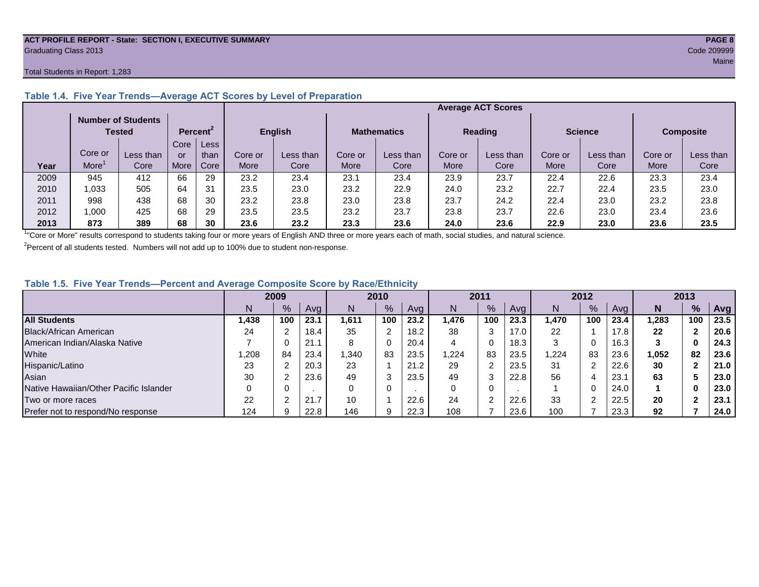ACT PROFILE REPORT - State: SECTION I, EXECUTIVE SUMMARY

Graduating Class 2013

Code 209999

Maine

Total Students in Report: 1,283

### Table 1.4. Five Year Trends—Average ACT Scores by Level of Preparation

| | Number of Students Tested | | Percent[2] | | Average ACT Scores | | | | | | | | | |
|---|---|---|---|---|---|---|---|---|---|---|---|---|---|---|
| | | | | | English | | Mathematics | | Reading | | Science | | Composite | |
| Year | Core or More[1] | Less than Core | Core or More | Less than Core | Core or More | Less than Core | Core or More | Less than Core | Core or More | Less than Core | Core or More | Less than Core | Core or More | Less than Core |
| 2009 | 945 | 412 | 66 | 29 | 23.2 | 23.4 | 23.1 | 23.4 | 23.9 | 23.7 | 22.4 | 22.6 | 23.3 | 23.4 |
| 2010 | 1,033 | 505 | 64 | 31 | 23.5 | 23.0 | 23.2 | 22.9 | 24.0 | 23.2 | 22.7 | 22.4 | 23.5 | 23.0 |
| 2011 | 998 | 438 | 68 | 30 | 23.2 | 23.8 | 23.0 | 23.8 | 23.7 | 24.2 | 22.4 | 23.0 | 23.2 | 23.8 |
| 2012 | 1,000 | 425 | 68 | 29 | 23.5 | 23.5 | 23.2 | 23.7 | 23.8 | 23.7 | 22.6 | 23.0 | 23.4 | 23.6 |
| **2013** | **873** | **389** | **68** | **30** | **23.6** | **23.2** | **23.3** | **23.6** | **24.0** | **23.6** | **22.9** | **23.0** | **23.6** | **23.5** |

[1]"Core or More" results correspond to students taking four or more years of English AND three or more years each of math, social studies, and natural science.

[2]Percent of all students tested. Numbers will not add up to 100% due to student non-response.

### Table 1.5. Five Year Trends—Percent and Average Composite Score by Race/Ethnicity

| | 2009 | | | 2010 | | | 2011 | | | 2012 | | | 2013 | | |
|---|---|---|---|---|---|---|---|---|---|---|---|---|---|---|---|
| | N | % | Avg | N | % | Avg | N | % | Avg | N | % | Avg | **N** | **%** | **Avg** |
| **All Students** | **1,438** | **100** | **23.1** | **1,611** | **100** | **23.2** | **1,476** | **100** | **23.3** | **1,470** | **100** | **23.4** | **1,283** | **100** | **23.5** |
| Black/African American | 24 | 2 | 18.4 | 35 | 2 | 18.2 | 38 | 3 | 17.0 | 22 | 1 | 17.8 | **22** | **2** | **20.6** |
| American Indian/Alaska Native | 7 | 0 | 21.1 | 8 | 0 | 20.4 | 4 | 0 | 18.3 | 3 | 0 | 16.3 | **3** | **0** | **24.3** |
| White | 1,208 | 84 | 23.4 | 1,340 | 83 | 23.5 | 1,224 | 83 | 23.5 | 1,224 | 83 | 23.6 | **1,052** | **82** | **23.6** |
| Hispanic/Latino | 23 | 2 | 20.3 | 23 | 1 | 21.2 | 29 | 2 | 23.5 | 31 | 2 | 22.6 | **30** | **2** | **21.0** |
| Asian | 30 | 2 | 23.6 | 49 | 3 | 23.5 | 49 | 3 | 22.8 | 56 | 4 | 23.1 | **63** | **5** | **23.0** |
| Native Hawaiian/Other Pacific Islander | 0 | 0 | . | 0 | 0 | . | 0 | 0 | . | 1 | 0 | 24.0 | **1** | **0** | **23.0** |
| Two or more races | 22 | 2 | 21.7 | 10 | 1 | 22.6 | 24 | 2 | 22.6 | 33 | 2 | 22.5 | **20** | **2** | **23.1** |
| Prefer not to respond/No response | 124 | 9 | 22.8 | 146 | 9 | 22.3 | 108 | 7 | 23.6 | 100 | 7 | 23.3 | **92** | **7** | **24.0** |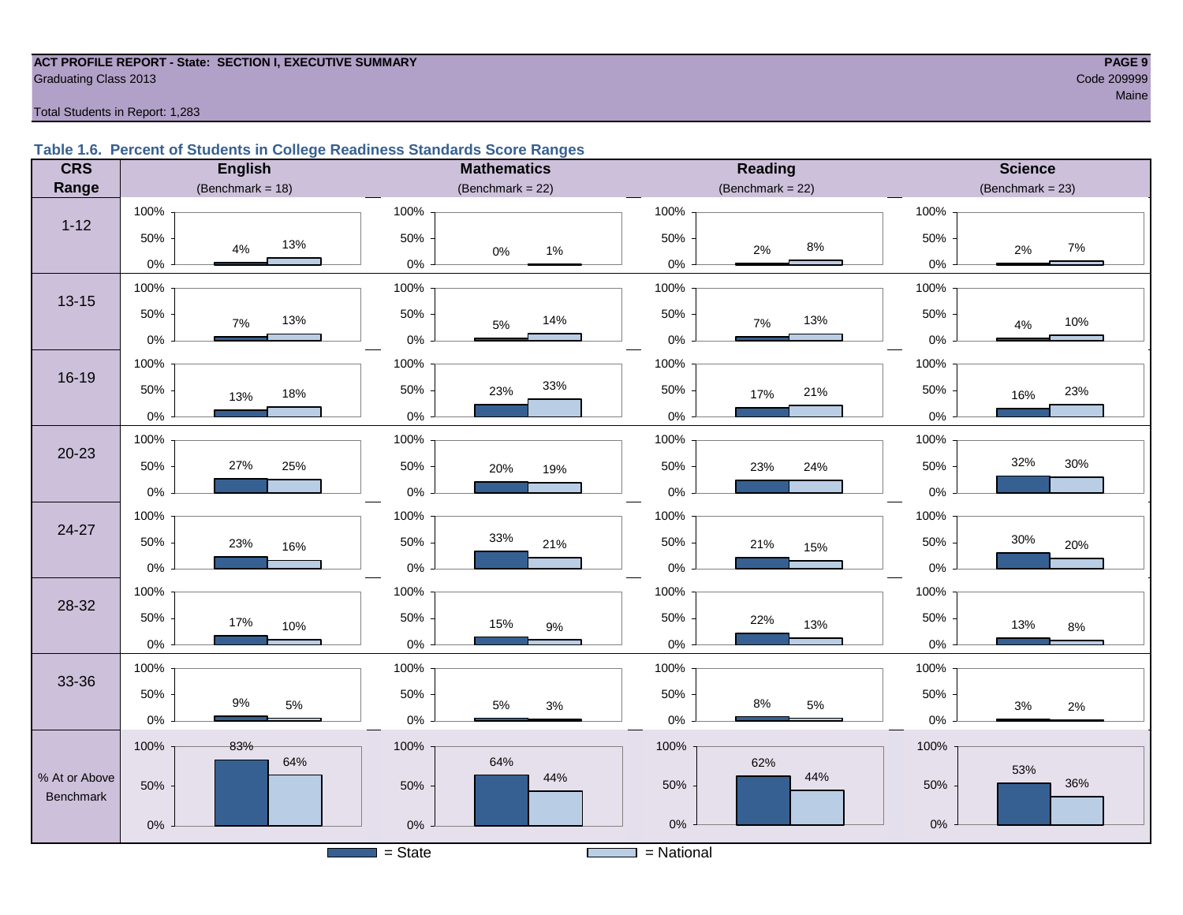ACT PROFILE REPORT - State: SECTION I, EXECUTIVE SUMMARY
Graduating Class 2013
Code 209999
Maine

Total Students in Report: 1,283

**Table 1.6. Percent of Students in College Readiness Standards Score Ranges**

| CRS Range | English (Benchmark = 18) State | English National | Mathematics (Benchmark = 22) State | Mathematics National | Reading (Benchmark = 22) State | Reading National | Science (Benchmark = 23) State | Science National |
|---|---|---|---|---|---|---|---|---|
| 1-12 | 4% | 13% | 0% | 1% | 2% | 8% | 2% | 7% |
| 13-15 | 7% | 13% | 5% | 14% | 7% | 13% | 4% | 10% |
| 16-19 | 13% | 18% | 23% | 33% | 17% | 21% | 16% | 23% |
| 20-23 | 27% | 25% | 20% | 19% | 23% | 24% | 32% | 30% |
| 24-27 | 23% | 16% | 33% | 21% | 21% | 15% | 30% | 20% |
| 28-32 | 17% | 10% | 15% | 9% | 22% | 13% | 13% | 8% |
| 33-36 | 9% | 5% | 5% | 3% | 8% | 5% | 3% | 2% |
| % At or Above Benchmark | 83% | 64% | 64% | 44% | 62% | 44% | 53% | 36% |

■ = State ■ = National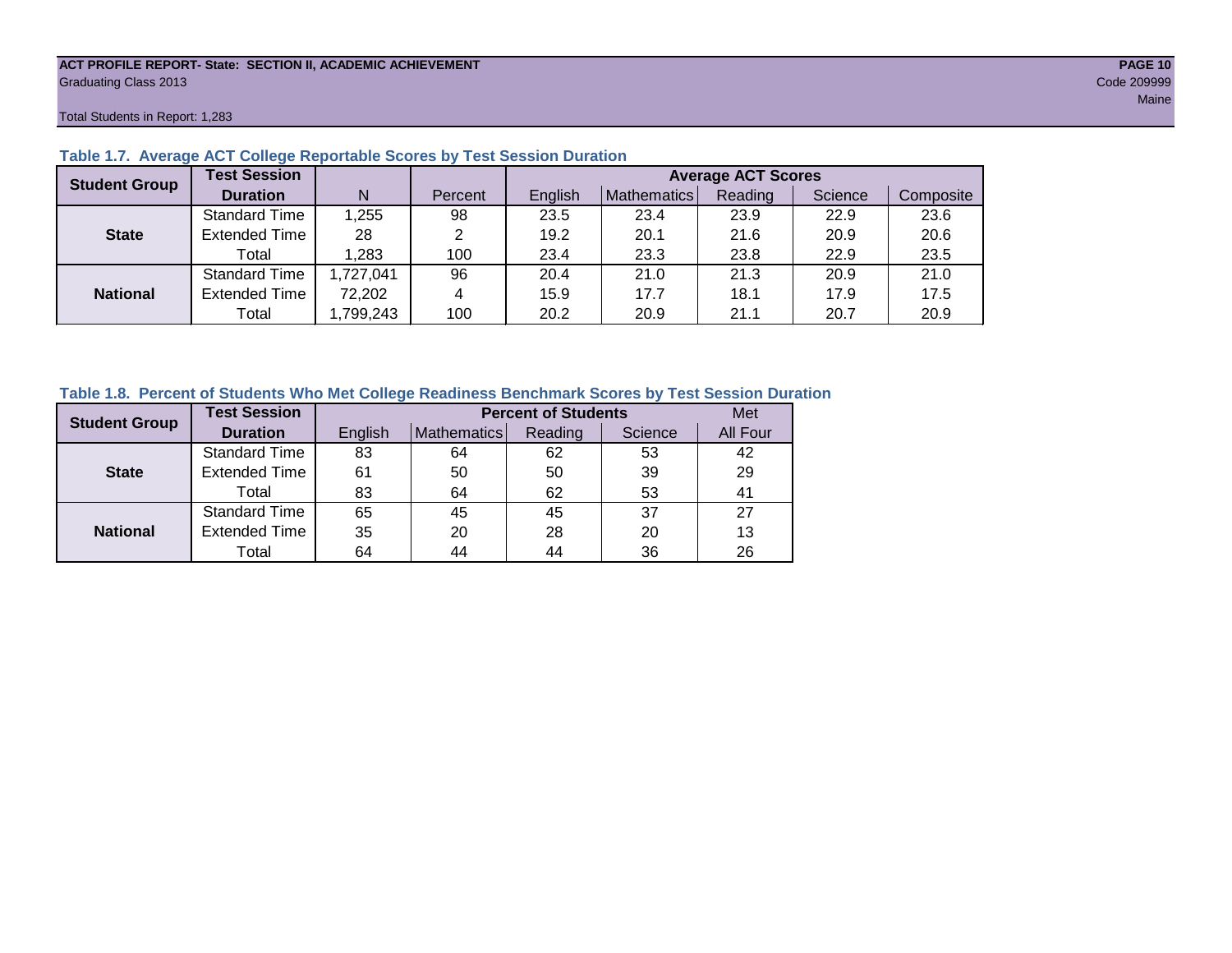ACT PROFILE REPORT- State: SECTION II, ACADEMIC ACHIEVEMENT

Graduating Class 2013

Code 209999

Maine

Total Students in Report: 1,283

### Table 1.7. Average ACT College Reportable Scores by Test Session Duration

| Student Group | Test Session Duration | N | Percent | Average ACT Scores | | | | |
|---|---|---|---|---|---|---|---|---|
| | | | | English | Mathematics | Reading | Science | Composite |
| State | Standard Time | 1,255 | 98 | 23.5 | 23.4 | 23.9 | 22.9 | 23.6 |
| | Extended Time | 28 | 2 | 19.2 | 20.1 | 21.6 | 20.9 | 20.6 |
| | Total | 1,283 | 100 | 23.4 | 23.3 | 23.8 | 22.9 | 23.5 |
| National | Standard Time | 1,727,041 | 96 | 20.4 | 21.0 | 21.3 | 20.9 | 21.0 |
| | Extended Time | 72,202 | 4 | 15.9 | 17.7 | 18.1 | 17.9 | 17.5 |
| | Total | 1,799,243 | 100 | 20.2 | 20.9 | 21.1 | 20.7 | 20.9 |

### Table 1.8. Percent of Students Who Met College Readiness Benchmark Scores by Test Session Duration

| Student Group | Test Session Duration | Percent of Students | | | | Met |
|---|---|---|---|---|---|---|
| | | English | Mathematics | Reading | Science | All Four |
| State | Standard Time | 83 | 64 | 62 | 53 | 42 |
| | Extended Time | 61 | 50 | 50 | 39 | 29 |
| | Total | 83 | 64 | 62 | 53 | 41 |
| National | Standard Time | 65 | 45 | 45 | 37 | 27 |
| | Extended Time | 35 | 20 | 28 | 20 | 13 |
| | Total | 64 | 44 | 44 | 36 | 26 |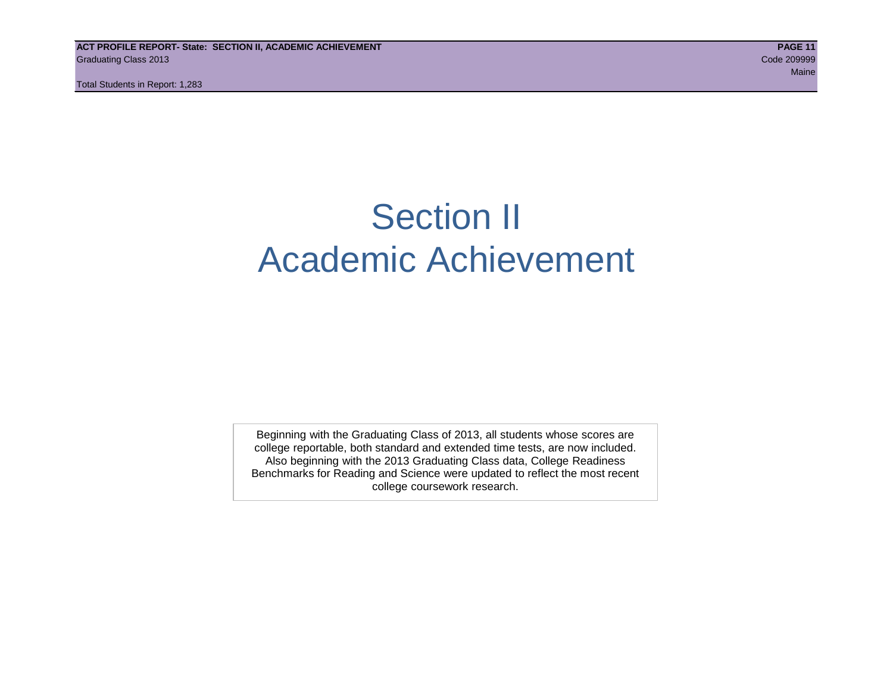# Section II
# Academic Achievement

Beginning with the Graduating Class of 2013, all students whose scores are college reportable, both standard and extended time tests, are now included. Also beginning with the 2013 Graduating Class data, College Readiness Benchmarks for Reading and Science were updated to reflect the most recent college coursework research.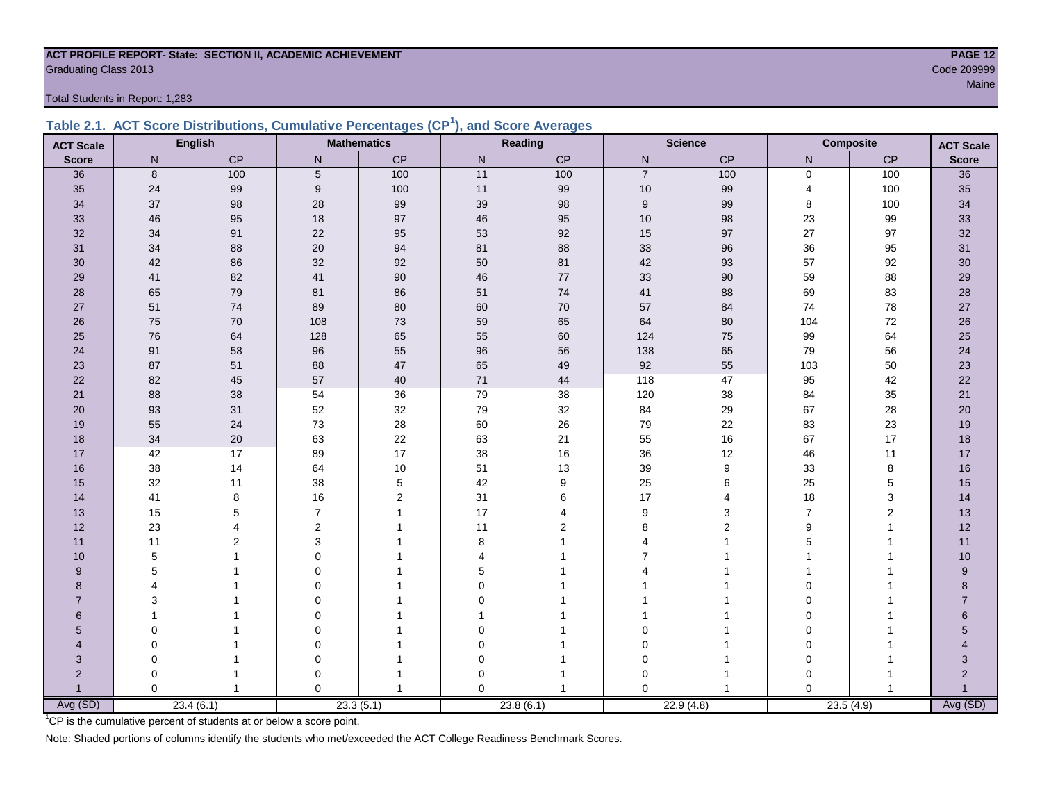**ACT PROFILE REPORT- State: SECTION II, ACADEMIC ACHIEVEMENT**
Graduating Class 2013

Code 209999
Maine

Total Students in Report: 1,283

## Table 2.1. ACT Score Distributions, Cumulative Percentages (CP[1]), and Score Averages

| ACT Scale | English | | Mathematics | | Reading | | Science | | Composite | | ACT Scale |
|---|---|---|---|---|---|---|---|---|---|---|---|
| Score | N | CP | N | CP | N | CP | N | CP | N | CP | Score |
| 36 | 8 | 100 | 5 | 100 | 11 | 100 | 7 | 100 | 0 | 100 | 36 |
| 35 | 24 | 99 | 9 | 100 | 11 | 99 | 10 | 99 | 4 | 100 | 35 |
| 34 | 37 | 98 | 28 | 99 | 39 | 98 | 9 | 99 | 8 | 100 | 34 |
| 33 | 46 | 95 | 18 | 97 | 46 | 95 | 10 | 98 | 23 | 99 | 33 |
| 32 | 34 | 91 | 22 | 95 | 53 | 92 | 15 | 97 | 27 | 97 | 32 |
| 31 | 34 | 88 | 20 | 94 | 81 | 88 | 33 | 96 | 36 | 95 | 31 |
| 30 | 42 | 86 | 32 | 92 | 50 | 81 | 42 | 93 | 57 | 92 | 30 |
| 29 | 41 | 82 | 41 | 90 | 46 | 77 | 33 | 90 | 59 | 88 | 29 |
| 28 | 65 | 79 | 81 | 86 | 51 | 74 | 41 | 88 | 69 | 83 | 28 |
| 27 | 51 | 74 | 89 | 80 | 60 | 70 | 57 | 84 | 74 | 78 | 27 |
| 26 | 75 | 70 | 108 | 73 | 59 | 65 | 64 | 80 | 104 | 72 | 26 |
| 25 | 76 | 64 | 128 | 65 | 55 | 60 | 124 | 75 | 99 | 64 | 25 |
| 24 | 91 | 58 | 96 | 55 | 96 | 56 | 138 | 65 | 79 | 56 | 24 |
| 23 | 87 | 51 | 88 | 47 | 65 | 49 | 92 | 55 | 103 | 50 | 23 |
| 22 | 82 | 45 | 57 | 40 | 71 | 44 | 118 | 47 | 95 | 42 | 22 |
| 21 | 88 | 38 | 54 | 36 | 79 | 38 | 120 | 38 | 84 | 35 | 21 |
| 20 | 93 | 31 | 52 | 32 | 79 | 32 | 84 | 29 | 67 | 28 | 20 |
| 19 | 55 | 24 | 73 | 28 | 60 | 26 | 79 | 22 | 83 | 23 | 19 |
| 18 | 34 | 20 | 63 | 22 | 63 | 21 | 55 | 16 | 67 | 17 | 18 |
| 17 | 42 | 17 | 89 | 17 | 38 | 16 | 36 | 12 | 46 | 11 | 17 |
| 16 | 38 | 14 | 64 | 10 | 51 | 13 | 39 | 9 | 33 | 8 | 16 |
| 15 | 32 | 11 | 38 | 5 | 42 | 9 | 25 | 6 | 25 | 5 | 15 |
| 14 | 41 | 8 | 16 | 2 | 31 | 6 | 17 | 4 | 18 | 3 | 14 |
| 13 | 15 | 5 | 7 | 1 | 17 | 4 | 9 | 3 | 7 | 2 | 13 |
| 12 | 23 | 4 | 2 | 1 | 11 | 2 | 8 | 2 | 9 | 1 | 12 |
| 11 | 11 | 2 | 3 | 1 | 8 | 1 | 4 | 1 | 5 | 1 | 11 |
| 10 | 5 | 1 | 0 | 1 | 4 | 1 | 7 | 1 | 1 | 1 | 10 |
| 9 | 5 | 1 | 0 | 1 | 5 | 1 | 4 | 1 | 1 | 1 | 9 |
| 8 | 4 | 1 | 0 | 1 | 0 | 1 | 1 | 1 | 0 | 1 | 8 |
| 7 | 3 | 1 | 0 | 1 | 0 | 1 | 1 | 1 | 0 | 1 | 7 |
| 6 | 1 | 1 | 0 | 1 | 1 | 1 | 1 | 1 | 0 | 1 | 6 |
| 5 | 0 | 1 | 0 | 1 | 0 | 1 | 0 | 1 | 0 | 1 | 5 |
| 4 | 0 | 1 | 0 | 1 | 0 | 1 | 0 | 1 | 0 | 1 | 4 |
| 3 | 0 | 1 | 0 | 1 | 0 | 1 | 0 | 1 | 0 | 1 | 3 |
| 2 | 0 | 1 | 0 | 1 | 0 | 1 | 0 | 1 | 0 | 1 | 2 |
| 1 | 0 | 1 | 0 | 1 | 0 | 1 | 0 | 1 | 0 | 1 | 1 |
| Avg (SD) | 23.4 (6.1) | | 23.3 (5.1) | | 23.8 (6.1) | | 22.9 (4.8) | | 23.5 (4.9) | | Avg (SD) |

[1]CP is the cumulative percent of students at or below a score point.

Note: Shaded portions of columns identify the students who met/exceeded the ACT College Readiness Benchmark Scores.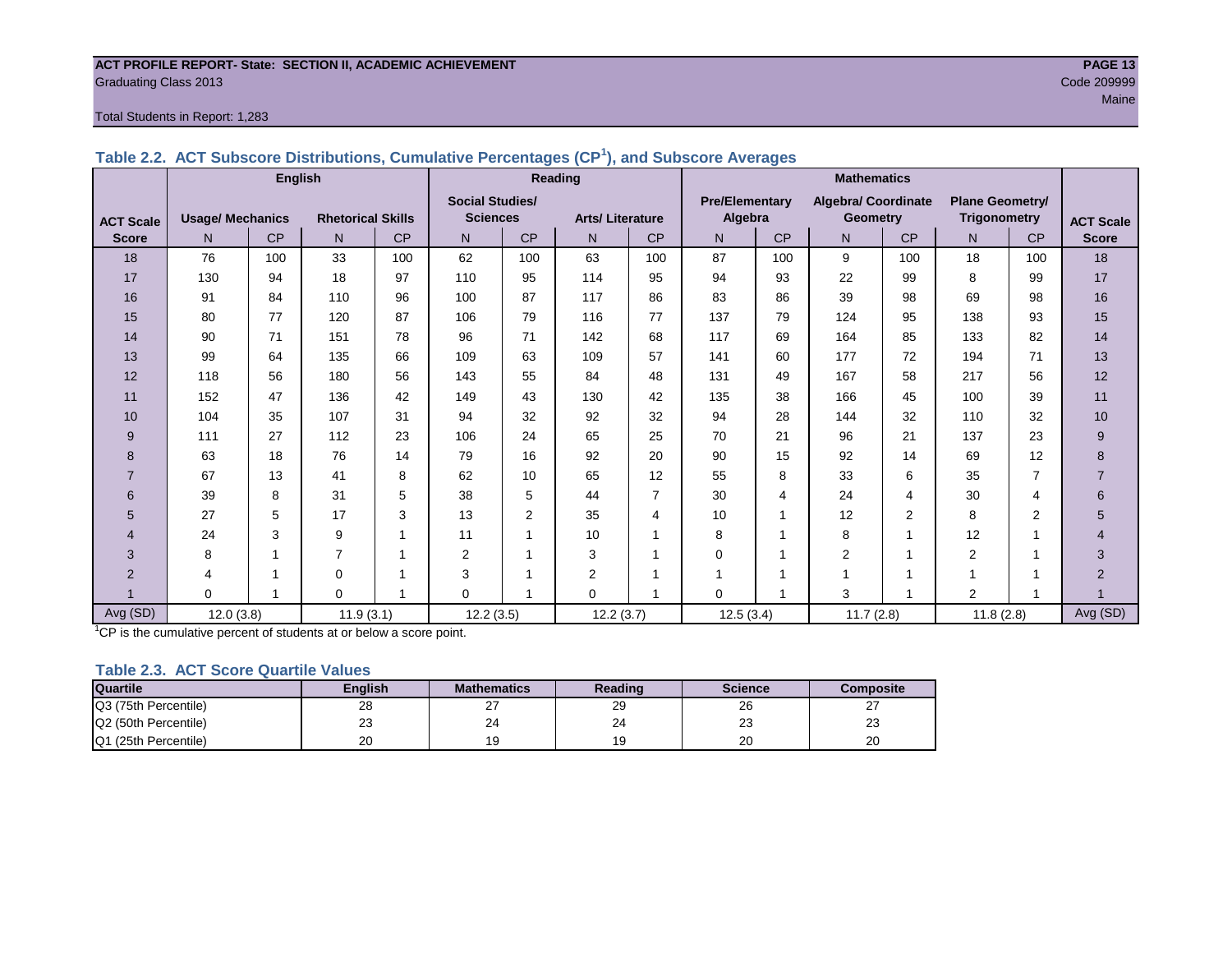ACT PROFILE REPORT- State: SECTION II, ACADEMIC ACHIEVEMENT
Graduating Class 2013
Code 209999
Maine

Total Students in Report: 1,283

### Table 2.2. ACT Subscore Distributions, Cumulative Percentages (CP[1]), and Subscore Averages

| | English | | | | Reading | | | | Mathematics | | | | | | |
|---|---|---|---|---|---|---|---|---|---|---|---|---|---|---|---|
| ACT Scale Score | Usage/ Mechanics | | Rhetorical Skills | | Social Studies/ Sciences | | Arts/ Literature | | Pre/Elementary Algebra | | Algebra/ Coordinate Geometry | | Plane Geometry/ Trigonometry | | ACT Scale Score |
| | N | CP | N | CP | N | CP | N | CP | N | CP | N | CP | N | CP | |
| 18 | 76 | 100 | 33 | 100 | 62 | 100 | 63 | 100 | 87 | 100 | 9 | 100 | 18 | 100 | 18 |
| 17 | 130 | 94 | 18 | 97 | 110 | 95 | 114 | 95 | 94 | 93 | 22 | 99 | 8 | 99 | 17 |
| 16 | 91 | 84 | 110 | 96 | 100 | 87 | 117 | 86 | 83 | 86 | 39 | 98 | 69 | 98 | 16 |
| 15 | 80 | 77 | 120 | 87 | 106 | 79 | 116 | 77 | 137 | 79 | 124 | 95 | 138 | 93 | 15 |
| 14 | 90 | 71 | 151 | 78 | 96 | 71 | 142 | 68 | 117 | 69 | 164 | 85 | 133 | 82 | 14 |
| 13 | 99 | 64 | 135 | 66 | 109 | 63 | 109 | 57 | 141 | 60 | 177 | 72 | 194 | 71 | 13 |
| 12 | 118 | 56 | 180 | 56 | 143 | 55 | 84 | 48 | 131 | 49 | 167 | 58 | 217 | 56 | 12 |
| 11 | 152 | 47 | 136 | 42 | 149 | 43 | 130 | 42 | 135 | 38 | 166 | 45 | 100 | 39 | 11 |
| 10 | 104 | 35 | 107 | 31 | 94 | 32 | 92 | 32 | 94 | 28 | 144 | 32 | 110 | 32 | 10 |
| 9 | 111 | 27 | 112 | 23 | 106 | 24 | 65 | 25 | 70 | 21 | 96 | 21 | 137 | 23 | 9 |
| 8 | 63 | 18 | 76 | 14 | 79 | 16 | 92 | 20 | 90 | 15 | 92 | 14 | 69 | 12 | 8 |
| 7 | 67 | 13 | 41 | 8 | 62 | 10 | 65 | 12 | 55 | 8 | 33 | 6 | 35 | 7 | 7 |
| 6 | 39 | 8 | 31 | 5 | 38 | 5 | 44 | 7 | 30 | 4 | 24 | 4 | 30 | 4 | 6 |
| 5 | 27 | 5 | 17 | 3 | 13 | 2 | 35 | 4 | 10 | 1 | 12 | 2 | 8 | 2 | 5 |
| 4 | 24 | 3 | 9 | 1 | 11 | 1 | 10 | 1 | 8 | 1 | 8 | 1 | 12 | 1 | 4 |
| 3 | 8 | 1 | 7 | 1 | 2 | 1 | 3 | 1 | 0 | 1 | 2 | 1 | 2 | 1 | 3 |
| 2 | 4 | 1 | 0 | 1 | 3 | 1 | 2 | 1 | 1 | 1 | 1 | 1 | 1 | 1 | 2 |
| 1 | 0 | 1 | 0 | 1 | 0 | 1 | 0 | 1 | 0 | 1 | 3 | 1 | 2 | 1 | 1 |
| Avg (SD) | 12.0 (3.8) | | 11.9 (3.1) | | 12.2 (3.5) | | 12.2 (3.7) | | 12.5 (3.4) | | 11.7 (2.8) | | 11.8 (2.8) | | Avg (SD) |

[1]CP is the cumulative percent of students at or below a score point.

### Table 2.3. ACT Score Quartile Values

| Quartile | English | Mathematics | Reading | Science | Composite |
|---|---|---|---|---|---|
| Q3 (75th Percentile) | 28 | 27 | 29 | 26 | 27 |
| Q2 (50th Percentile) | 23 | 24 | 24 | 23 | 23 |
| Q1 (25th Percentile) | 20 | 19 | 19 | 20 | 20 |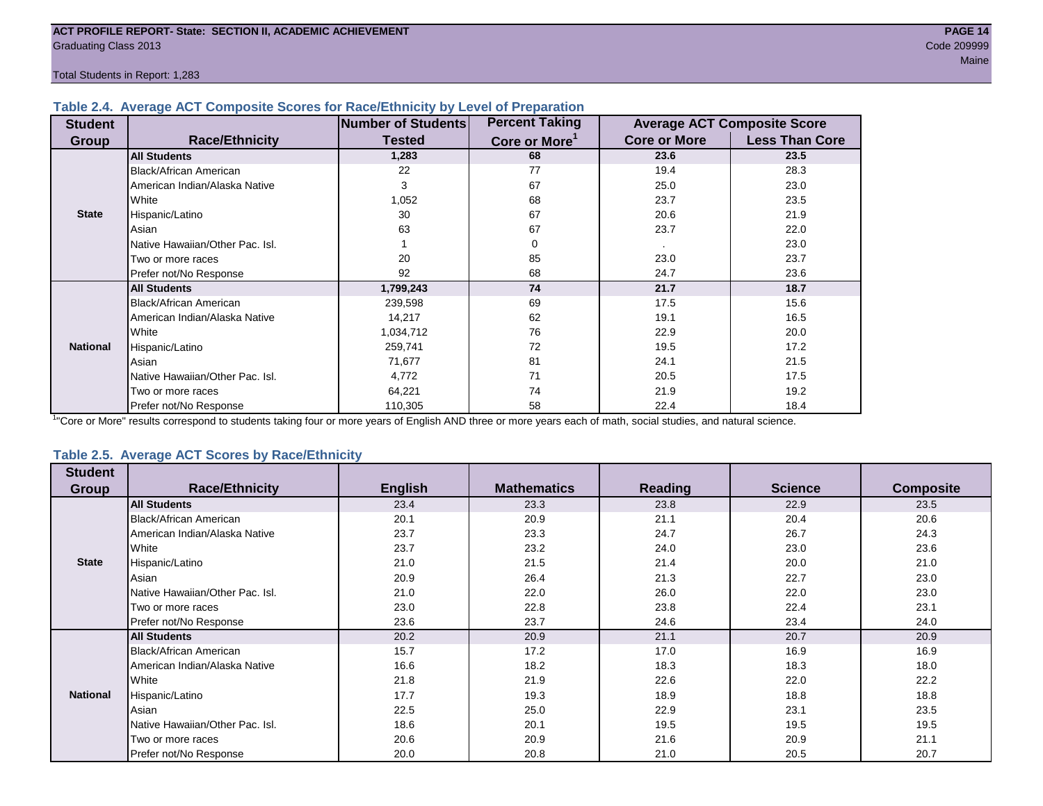ACT PROFILE REPORT- State: SECTION II, ACADEMIC ACHIEVEMENT
Graduating Class 2013
Code 209999
Maine
Total Students in Report: 1,283

### Table 2.4. Average ACT Composite Scores for Race/Ethnicity by Level of Preparation

| Student Group | Race/Ethnicity | Number of Students Tested | Percent Taking Core or More[1] | Average ACT Composite Score | |
|---|---|---|---|---|---|
| | | | | Core or More | Less Than Core |
| State | **All Students** | **1,283** | **68** | **23.6** | **23.5** |
| | Black/African American | 22 | 77 | 19.4 | 28.3 |
| | American Indian/Alaska Native | 3 | 67 | 25.0 | 23.0 |
| | White | 1,052 | 68 | 23.7 | 23.5 |
| | Hispanic/Latino | 30 | 67 | 20.6 | 21.9 |
| | Asian | 63 | 67 | 23.7 | 22.0 |
| | Native Hawaiian/Other Pac. Isl. | 1 | 0 | . | 23.0 |
| | Two or more races | 20 | 85 | 23.0 | 23.7 |
| | Prefer not/No Response | 92 | 68 | 24.7 | 23.6 |
| National | **All Students** | **1,799,243** | **74** | **21.7** | **18.7** |
| | Black/African American | 239,598 | 69 | 17.5 | 15.6 |
| | American Indian/Alaska Native | 14,217 | 62 | 19.1 | 16.5 |
| | White | 1,034,712 | 76 | 22.9 | 20.0 |
| | Hispanic/Latino | 259,741 | 72 | 19.5 | 17.2 |
| | Asian | 71,677 | 81 | 24.1 | 21.5 |
| | Native Hawaiian/Other Pac. Isl. | 4,772 | 71 | 20.5 | 17.5 |
| | Two or more races | 64,221 | 74 | 21.9 | 19.2 |
| | Prefer not/No Response | 110,305 | 58 | 22.4 | 18.4 |

[1]"Core or More" results correspond to students taking four or more years of English AND three or more years each of math, social studies, and natural science.

### Table 2.5. Average ACT Scores by Race/Ethnicity

| Student Group | Race/Ethnicity | English | Mathematics | Reading | Science | Composite |
|---|---|---|---|---|---|---|
| State | **All Students** | 23.4 | 23.3 | 23.8 | 22.9 | 23.5 |
| | Black/African American | 20.1 | 20.9 | 21.1 | 20.4 | 20.6 |
| | American Indian/Alaska Native | 23.7 | 23.3 | 24.7 | 26.7 | 24.3 |
| | White | 23.7 | 23.2 | 24.0 | 23.0 | 23.6 |
| | Hispanic/Latino | 21.0 | 21.5 | 21.4 | 20.0 | 21.0 |
| | Asian | 20.9 | 26.4 | 21.3 | 22.7 | 23.0 |
| | Native Hawaiian/Other Pac. Isl. | 21.0 | 22.0 | 26.0 | 22.0 | 23.0 |
| | Two or more races | 23.0 | 22.8 | 23.8 | 22.4 | 23.1 |
| | Prefer not/No Response | 23.6 | 23.7 | 24.6 | 23.4 | 24.0 |
| National | **All Students** | 20.2 | 20.9 | 21.1 | 20.7 | 20.9 |
| | Black/African American | 15.7 | 17.2 | 17.0 | 16.9 | 16.9 |
| | American Indian/Alaska Native | 16.6 | 18.2 | 18.3 | 18.3 | 18.0 |
| | White | 21.8 | 21.9 | 22.6 | 22.0 | 22.2 |
| | Hispanic/Latino | 17.7 | 19.3 | 18.9 | 18.8 | 18.8 |
| | Asian | 22.5 | 25.0 | 22.9 | 23.1 | 23.5 |
| | Native Hawaiian/Other Pac. Isl. | 18.6 | 20.1 | 19.5 | 19.5 | 19.5 |
| | Two or more races | 20.6 | 20.9 | 21.6 | 20.9 | 21.1 |
| | Prefer not/No Response | 20.0 | 20.8 | 21.0 | 20.5 | 20.7 |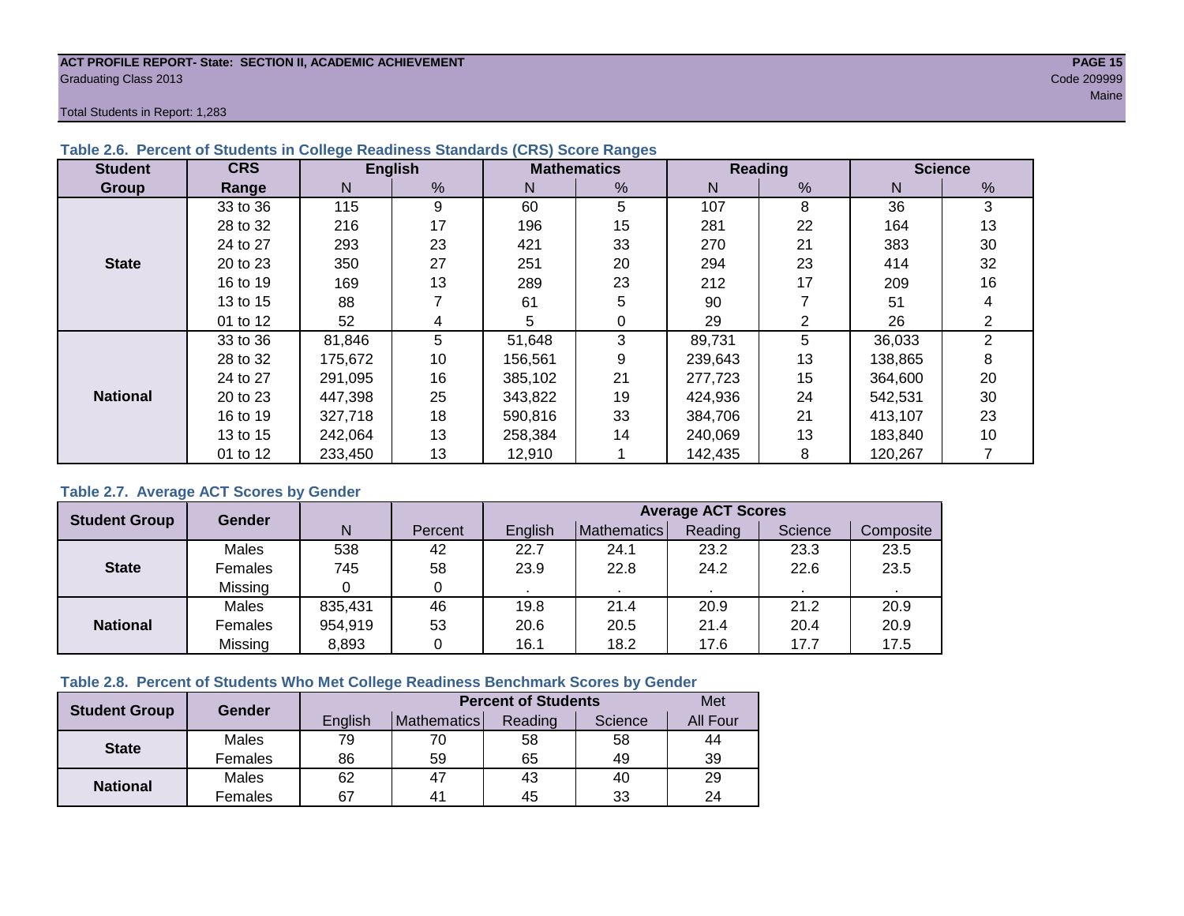ACT PROFILE REPORT- State: SECTION II, ACADEMIC ACHIEVEMENT
Graduating Class 2013

Code 209999
Maine

Total Students in Report: 1,283

### Table 2.6. Percent of Students in College Readiness Standards (CRS) Score Ranges

| Student Group | CRS Range | English | | Mathematics | | Reading | | Science | |
|---|---|---|---|---|---|---|---|---|---|
| | | N | % | N | % | N | % | N | % |
| State | 33 to 36 | 115 | 9 | 60 | 5 | 107 | 8 | 36 | 3 |
| | 28 to 32 | 216 | 17 | 196 | 15 | 281 | 22 | 164 | 13 |
| | 24 to 27 | 293 | 23 | 421 | 33 | 270 | 21 | 383 | 30 |
| | 20 to 23 | 350 | 27 | 251 | 20 | 294 | 23 | 414 | 32 |
| | 16 to 19 | 169 | 13 | 289 | 23 | 212 | 17 | 209 | 16 |
| | 13 to 15 | 88 | 7 | 61 | 5 | 90 | 7 | 51 | 4 |
| | 01 to 12 | 52 | 4 | 5 | 0 | 29 | 2 | 26 | 2 |
| National | 33 to 36 | 81,846 | 5 | 51,648 | 3 | 89,731 | 5 | 36,033 | 2 |
| | 28 to 32 | 175,672 | 10 | 156,561 | 9 | 239,643 | 13 | 138,865 | 8 |
| | 24 to 27 | 291,095 | 16 | 385,102 | 21 | 277,723 | 15 | 364,600 | 20 |
| | 20 to 23 | 447,398 | 25 | 343,822 | 19 | 424,936 | 24 | 542,531 | 30 |
| | 16 to 19 | 327,718 | 18 | 590,816 | 33 | 384,706 | 21 | 413,107 | 23 |
| | 13 to 15 | 242,064 | 13 | 258,384 | 14 | 240,069 | 13 | 183,840 | 10 |
| | 01 to 12 | 233,450 | 13 | 12,910 | 1 | 142,435 | 8 | 120,267 | 7 |

### Table 2.7. Average ACT Scores by Gender

| Student Group | Gender | N | Percent | Average ACT Scores | | | | |
|---|---|---|---|---|---|---|---|---|
| | | | | English | Mathematics | Reading | Science | Composite |
| State | Males | 538 | 42 | 22.7 | 24.1 | 23.2 | 23.3 | 23.5 |
| | Females | 745 | 58 | 23.9 | 22.8 | 24.2 | 22.6 | 23.5 |
| | Missing | 0 | 0 | . | . | . | . | . |
| National | Males | 835,431 | 46 | 19.8 | 21.4 | 20.9 | 21.2 | 20.9 |
| | Females | 954,919 | 53 | 20.6 | 20.5 | 21.4 | 20.4 | 20.9 |
| | Missing | 8,893 | 0 | 16.1 | 18.2 | 17.6 | 17.7 | 17.5 |

### Table 2.8. Percent of Students Who Met College Readiness Benchmark Scores by Gender

| Student Group | Gender | Percent of Students | | | | Met |
|---|---|---|---|---|---|---|
| | | English | Mathematics | Reading | Science | All Four |
| State | Males | 79 | 70 | 58 | 58 | 44 |
| | Females | 86 | 59 | 65 | 49 | 39 |
| National | Males | 62 | 47 | 43 | 40 | 29 |
| | Females | 67 | 41 | 45 | 33 | 24 |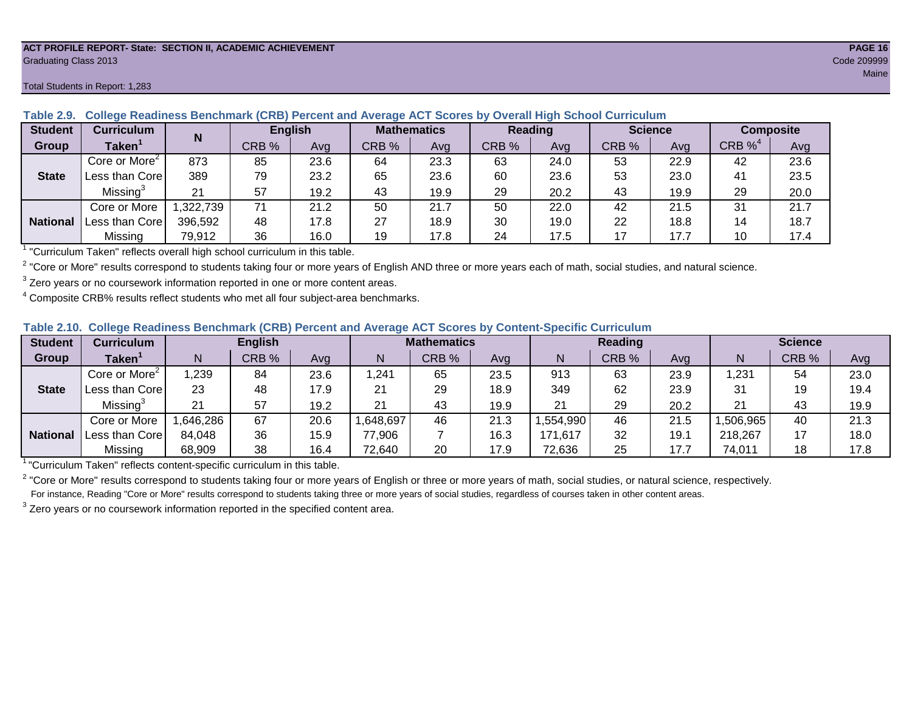ACT PROFILE REPORT- State: SECTION II, ACADEMIC ACHIEVEMENT

Graduating Class 2013

Code 209999

Maine

Total Students in Report: 1,283

**Table 2.9. College Readiness Benchmark (CRB) Percent and Average ACT Scores by Overall High School Curriculum**

| Student Group | Curriculum Taken[1] | N | English | | Mathematics | | Reading | | Science | | Composite | |
|---|---|---|---|---|---|---|---|---|---|---|---|---|
| | | | CRB % | Avg | CRB % | Avg | CRB % | Avg | CRB % | Avg | CRB %[4] | Avg |
| State | Core or More[2] | 873 | 85 | 23.6 | 64 | 23.3 | 63 | 24.0 | 53 | 22.9 | 42 | 23.6 |
| | Less than Core | 389 | 79 | 23.2 | 65 | 23.6 | 60 | 23.6 | 53 | 23.0 | 41 | 23.5 |
| | Missing[3] | 21 | 57 | 19.2 | 43 | 19.9 | 29 | 20.2 | 43 | 19.9 | 29 | 20.0 |
| National | Core or More | 1,322,739 | 71 | 21.2 | 50 | 21.7 | 50 | 22.0 | 42 | 21.5 | 31 | 21.7 |
| | Less than Core | 396,592 | 48 | 17.8 | 27 | 18.9 | 30 | 19.0 | 22 | 18.8 | 14 | 18.7 |
| | Missing | 79,912 | 36 | 16.0 | 19 | 17.8 | 24 | 17.5 | 17 | 17.7 | 10 | 17.4 |

[1] "Curriculum Taken" reflects overall high school curriculum in this table.

[2] "Core or More" results correspond to students taking four or more years of English AND three or more years each of math, social studies, and natural science.

[3] Zero years or no coursework information reported in one or more content areas.

[4] Composite CRB% results reflect students who met all four subject-area benchmarks.

**Table 2.10. College Readiness Benchmark (CRB) Percent and Average ACT Scores by Content-Specific Curriculum**

| Student Group | Curriculum Taken[1] | English | | | Mathematics | | | Reading | | | Science | | |
|---|---|---|---|---|---|---|---|---|---|---|---|---|---|
| | | N | CRB % | Avg | N | CRB % | Avg | N | CRB % | Avg | N | CRB % | Avg |
| State | Core or More[2] | 1,239 | 84 | 23.6 | 1,241 | 65 | 23.5 | 913 | 63 | 23.9 | 1,231 | 54 | 23.0 |
| | Less than Core | 23 | 48 | 17.9 | 21 | 29 | 18.9 | 349 | 62 | 23.9 | 31 | 19 | 19.4 |
| | Missing[3] | 21 | 57 | 19.2 | 21 | 43 | 19.9 | 21 | 29 | 20.2 | 21 | 43 | 19.9 |
| National | Core or More | 1,646,286 | 67 | 20.6 | 1,648,697 | 46 | 21.3 | 1,554,990 | 46 | 21.5 | 1,506,965 | 40 | 21.3 |
| | Less than Core | 84,048 | 36 | 15.9 | 77,906 | 7 | 16.3 | 171,617 | 32 | 19.1 | 218,267 | 17 | 18.0 |
| | Missing | 68,909 | 38 | 16.4 | 72,640 | 20 | 17.9 | 72,636 | 25 | 17.7 | 74,011 | 18 | 17.8 |

[1] "Curriculum Taken" reflects content-specific curriculum in this table.

[2] "Core or More" results correspond to students taking four or more years of English or three or more years of math, social studies, or natural science, respectively.
For instance, Reading "Core or More" results correspond to students taking three or more years of social studies, regardless of courses taken in other content areas.

[3] Zero years or no coursework information reported in the specified content area.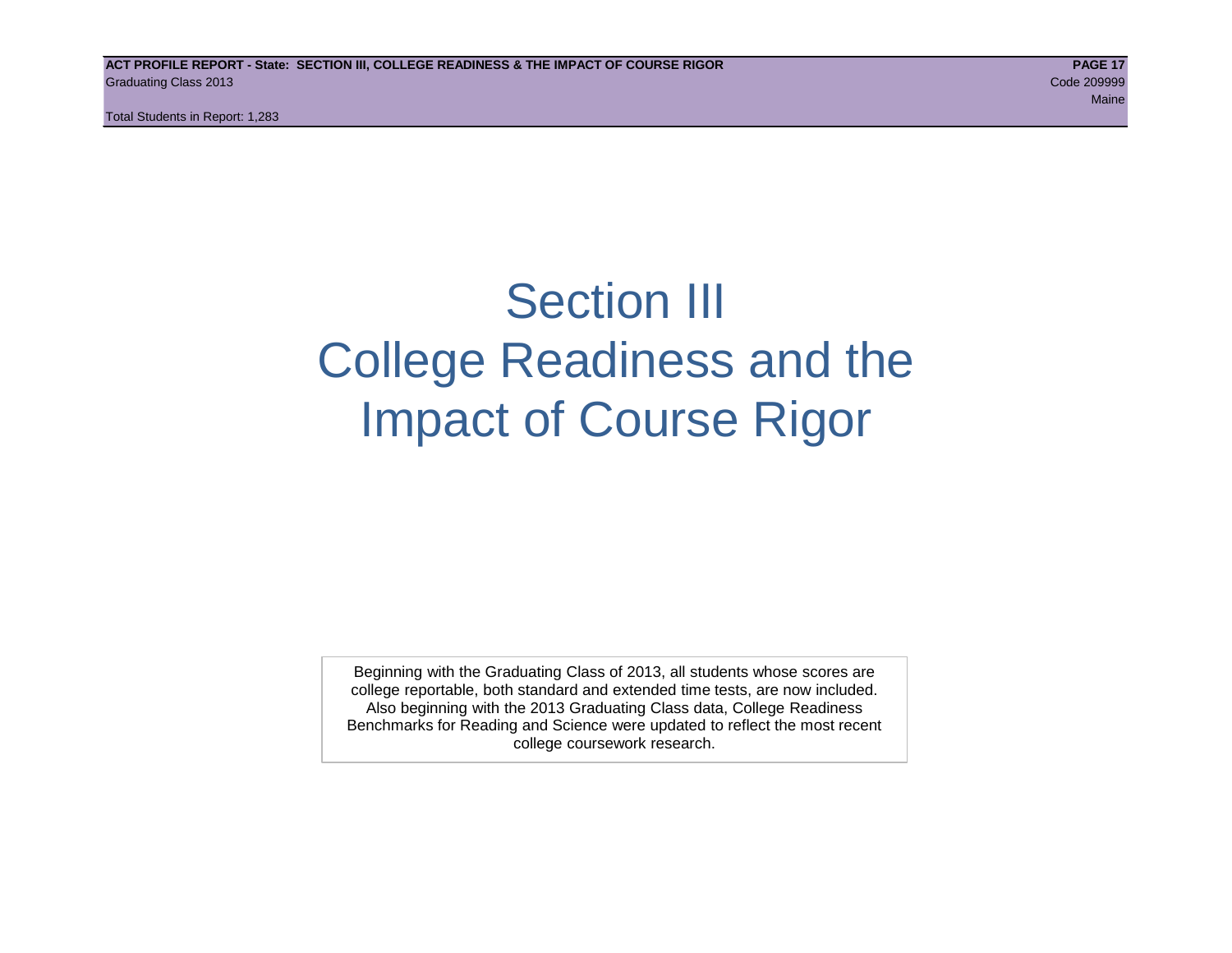# Section III
# College Readiness and the Impact of Course Rigor

Beginning with the Graduating Class of 2013, all students whose scores are college reportable, both standard and extended time tests, are now included. Also beginning with the 2013 Graduating Class data, College Readiness Benchmarks for Reading and Science were updated to reflect the most recent college coursework research.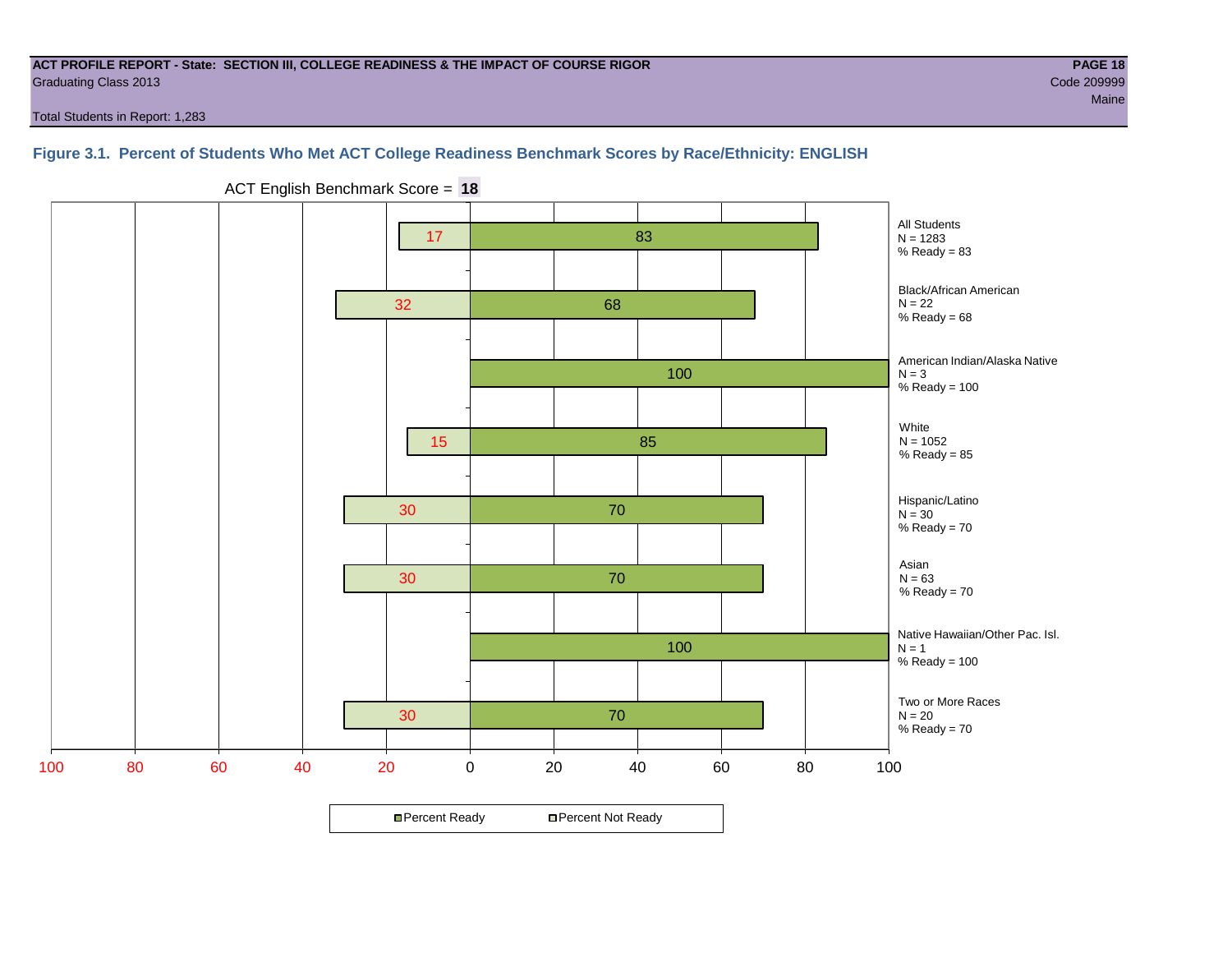**ACT PROFILE REPORT - State: SECTION III, COLLEGE READINESS & THE IMPACT OF COURSE RIGOR**
Graduating Class 2013

Code 209999
Maine

Total Students in Report: 1,283

### Figure 3.1. Percent of Students Who Met ACT College Readiness Benchmark Scores by Race/Ethnicity: ENGLISH

ACT English Benchmark Score = **18**

| Group | N | Percent Not Ready | Percent Ready | % Ready |
|---|---|---|---|---|
| All Students | 1283 | 17 | 83 | 83 |
| Black/African American | 22 | 32 | 68 | 68 |
| American Indian/Alaska Native | 3 | | 100 | 100 |
| White | 1052 | 15 | 85 | 85 |
| Hispanic/Latino | 30 | 30 | 70 | 70 |
| Asian | 63 | 30 | 70 | 70 |
| Native Hawaiian/Other Pac. Isl. | 1 | | 100 | 100 |
| Two or More Races | 20 | 30 | 70 | 70 |

■ Percent Ready □ Percent Not Ready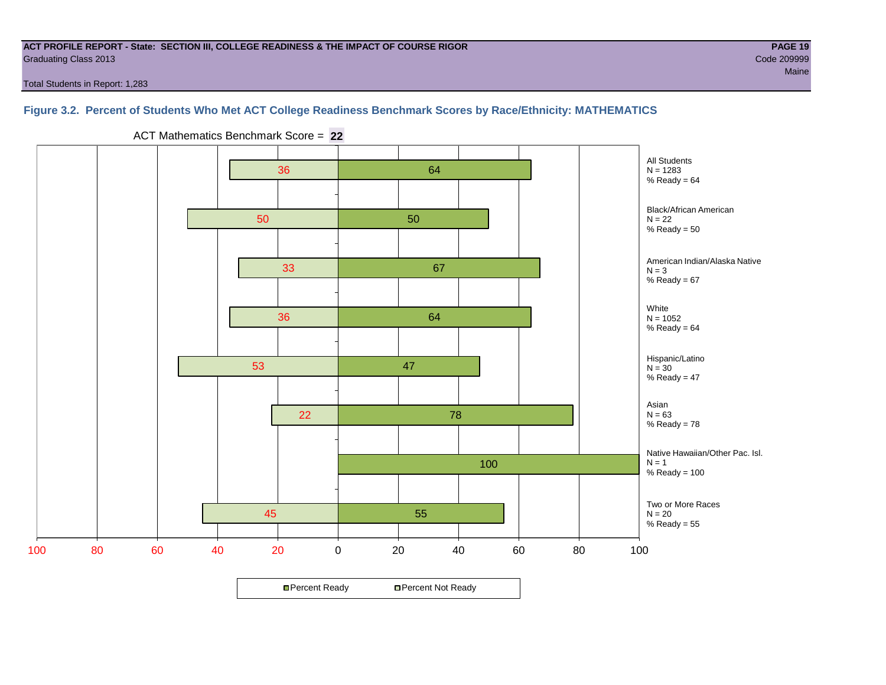**ACT PROFILE REPORT - State: SECTION III, COLLEGE READINESS & THE IMPACT OF COURSE RIGOR**
Graduating Class 2013
Code 209999
Maine

Total Students in Report: 1,283

### Figure 3.2. Percent of Students Who Met ACT College Readiness Benchmark Scores by Race/Ethnicity: MATHEMATICS

ACT Mathematics Benchmark Score = **22**

| Group | N | Percent Not Ready | Percent Ready |
|---|---|---|---|
| All Students | 1283 | 36 | 64 |
| Black/African American | 22 | 50 | 50 |
| American Indian/Alaska Native | 3 | 33 | 67 |
| White | 1052 | 36 | 64 |
| Hispanic/Latino | 30 | 53 | 47 |
| Asian | 63 | 22 | 78 |
| Native Hawaiian/Other Pac. Isl. | 1 | | 100 |
| Two or More Races | 20 | 45 | 55 |

Percent Ready / Percent Not Ready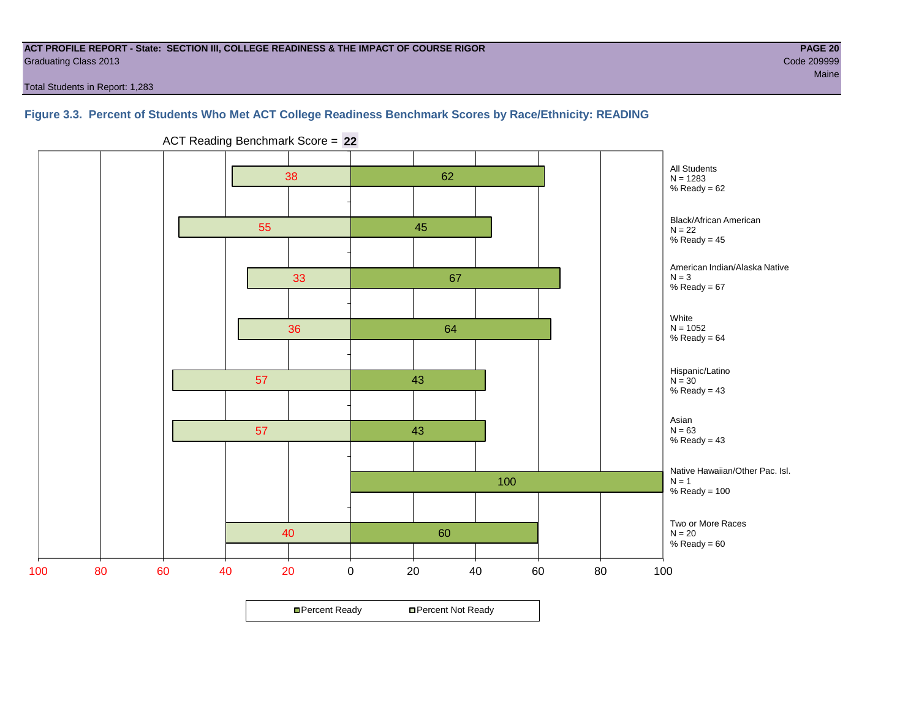**ACT PROFILE REPORT - State: SECTION III, COLLEGE READINESS & THE IMPACT OF COURSE RIGOR**
Graduating Class 2013

Code 209999
Maine

Total Students in Report: 1,283

## Figure 3.3. Percent of Students Who Met ACT College Readiness Benchmark Scores by Race/Ethnicity: READING

ACT Reading Benchmark Score = **22**

| Group | N | Percent Not Ready | Percent Ready |
|---|---|---|---|
| All Students | 1283 | 38 | 62 |
| Black/African American | 22 | 55 | 45 |
| American Indian/Alaska Native | 3 | 33 | 67 |
| White | 1052 | 36 | 64 |
| Hispanic/Latino | 30 | 57 | 43 |
| Asian | 63 | 57 | 43 |
| Native Hawaiian/Other Pac. Isl. | 1 | | 100 |
| Two or More Races | 20 | 40 | 60 |

Percent Ready ▫Percent Not Ready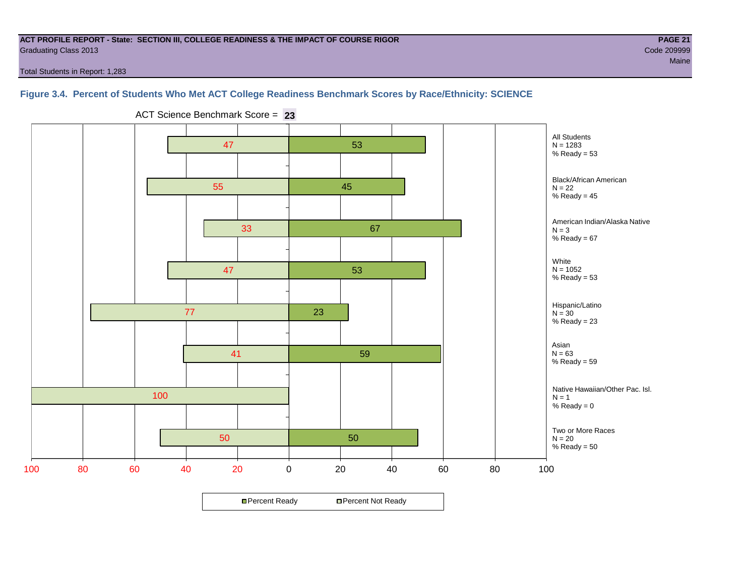**ACT PROFILE REPORT - State: SECTION III, COLLEGE READINESS & THE IMPACT OF COURSE RIGOR**
Graduating Class 2013
Code 209999
Maine
Total Students in Report: 1,283

### Figure 3.4. Percent of Students Who Met ACT College Readiness Benchmark Scores by Race/Ethnicity: SCIENCE

ACT Science Benchmark Score = **23**

| Group | N | Percent Not Ready | Percent Ready |
|---|---|---|---|
| All Students | 1283 | 47 | 53 |
| Black/African American | 22 | 55 | 45 |
| American Indian/Alaska Native | 3 | 33 | 67 |
| White | 1052 | 47 | 53 |
| Hispanic/Latino | 30 | 77 | 23 |
| Asian | 63 | 41 | 59 |
| Native Hawaiian/Other Pac. Isl. | 1 | 100 | 0 |
| Two or More Races | 20 | 50 | 50 |

All Students
N = 1283
% Ready = 53

Black/African American
N = 22
% Ready = 45

American Indian/Alaska Native
N = 3
% Ready = 67

White
N = 1052
% Ready = 53

Hispanic/Latino
N = 30
% Ready = 23

Asian
N = 63
% Ready = 59

Native Hawaiian/Other Pac. Isl.
N = 1
% Ready = 0

Two or More Races
N = 20
% Ready = 50

Percent Ready | Percent Not Ready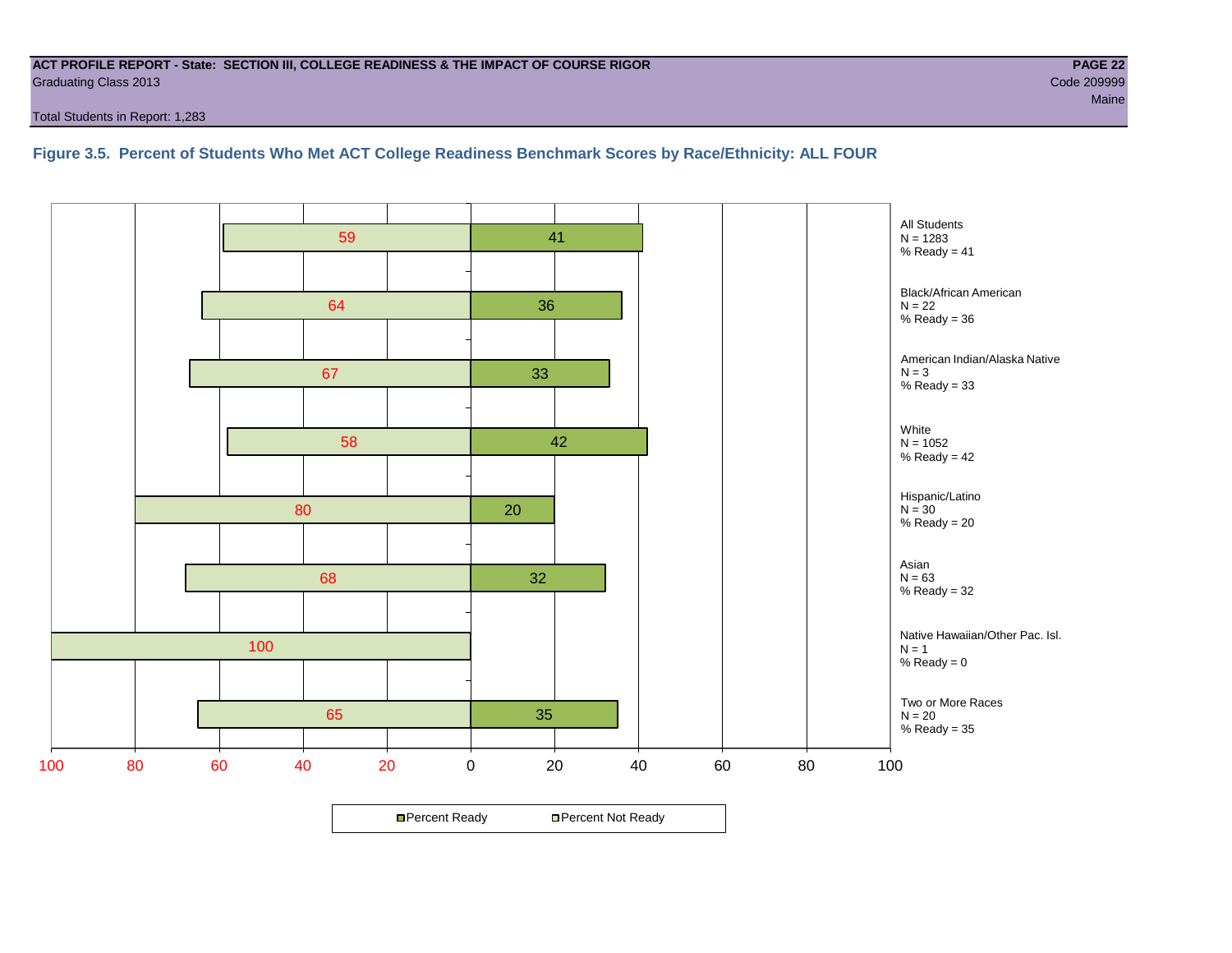**ACT PROFILE REPORT - State: SECTION III, COLLEGE READINESS & THE IMPACT OF COURSE RIGOR**
Graduating Class 2013
Code 209999
Maine
Total Students in Report: 1,283

### Figure 3.5. Percent of Students Who Met ACT College Readiness Benchmark Scores by Race/Ethnicity: ALL FOUR

| Group | N | Percent Not Ready | Percent Ready |
|---|---|---|---|
| All Students | 1283 | 59 | 41 |
| Black/African American | 22 | 64 | 36 |
| American Indian/Alaska Native | 3 | 67 | 33 |
| White | 1052 | 58 | 42 |
| Hispanic/Latino | 30 | 80 | 20 |
| Asian | 63 | 68 | 32 |
| Native Hawaiian/Other Pac. Isl. | 1 | 100 | 0 |
| Two or More Races | 20 | 65 | 35 |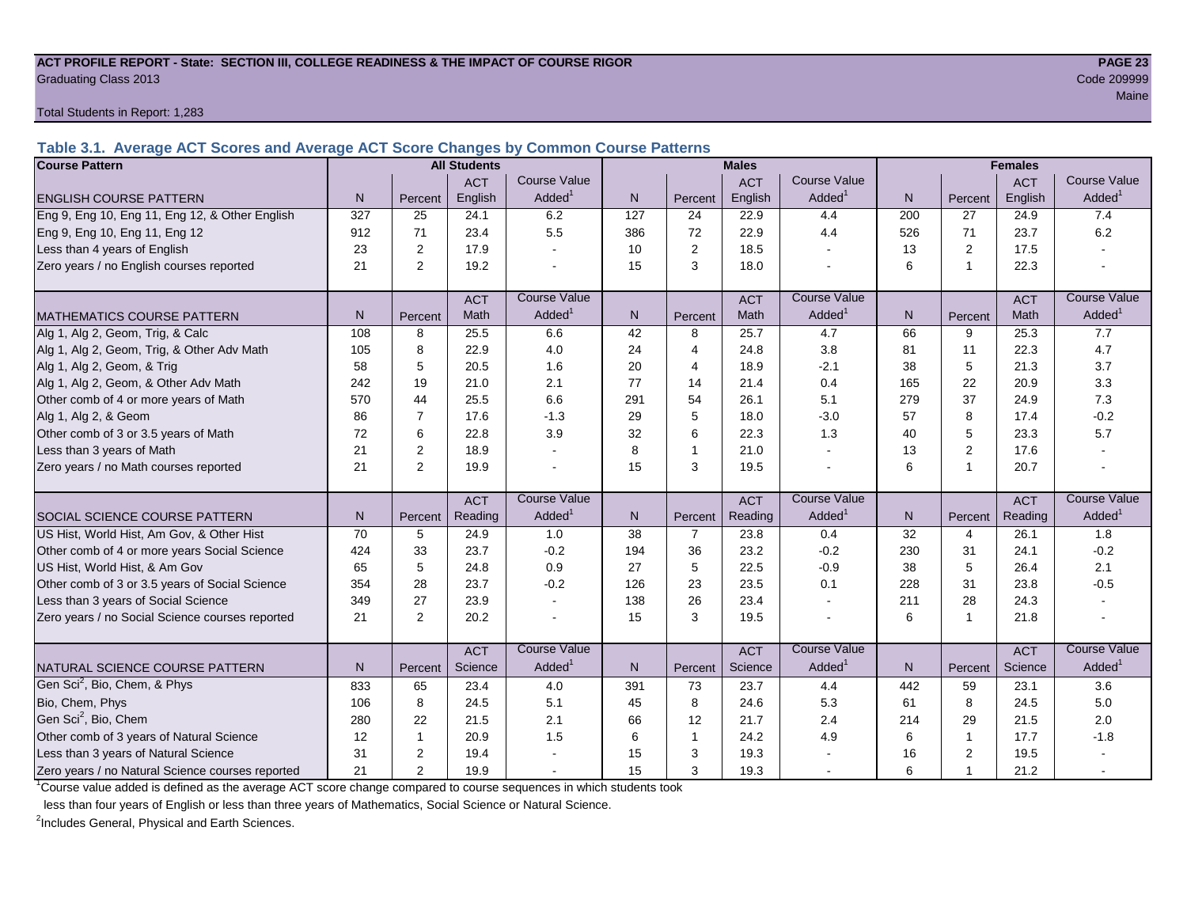**ACT PROFILE REPORT - State: SECTION III, COLLEGE READINESS & THE IMPACT OF COURSE RIGOR**

Graduating Class 2013

Code 209999

Maine

Total Students in Report: 1,283

### Table 3.1. Average ACT Scores and Average ACT Score Changes by Common Course Patterns

| Course Pattern | All Students | | | | Males | | | | Females | | | |
|---|---|---|---|---|---|---|---|---|---|---|---|---|
| ENGLISH COURSE PATTERN | N | Percent | ACT English | Course Value Added[1] | N | Percent | ACT English | Course Value Added[1] | N | Percent | ACT English | Course Value Added[1] |
| Eng 9, Eng 10, Eng 11, Eng 12, & Other English | 327 | 25 | 24.1 | 6.2 | 127 | 24 | 22.9 | 4.4 | 200 | 27 | 24.9 | 7.4 |
| Eng 9, Eng 10, Eng 11, Eng 12 | 912 | 71 | 23.4 | 5.5 | 386 | 72 | 22.9 | 4.4 | 526 | 71 | 23.7 | 6.2 |
| Less than 4 years of English | 23 | 2 | 17.9 | - | 10 | 2 | 18.5 | - | 13 | 2 | 17.5 | - |
| Zero years / no English courses reported | 21 | 2 | 19.2 | - | 15 | 3 | 18.0 | - | 6 | 1 | 22.3 | - |
| MATHEMATICS COURSE PATTERN | N | Percent | ACT Math | Course Value Added[1] | N | Percent | ACT Math | Course Value Added[1] | N | Percent | ACT Math | Course Value Added[1] |
| Alg 1, Alg 2, Geom, Trig, & Calc | 108 | 8 | 25.5 | 6.6 | 42 | 8 | 25.7 | 4.7 | 66 | 9 | 25.3 | 7.7 |
| Alg 1, Alg 2, Geom, Trig, & Other Adv Math | 105 | 8 | 22.9 | 4.0 | 24 | 4 | 24.8 | 3.8 | 81 | 11 | 22.3 | 4.7 |
| Alg 1, Alg 2, Geom, & Trig | 58 | 5 | 20.5 | 1.6 | 20 | 4 | 18.9 | -2.1 | 38 | 5 | 21.3 | 3.7 |
| Alg 1, Alg 2, Geom, & Other Adv Math | 242 | 19 | 21.0 | 2.1 | 77 | 14 | 21.4 | 0.4 | 165 | 22 | 20.9 | 3.3 |
| Other comb of 4 or more years of Math | 570 | 44 | 25.5 | 6.6 | 291 | 54 | 26.1 | 5.1 | 279 | 37 | 24.9 | 7.3 |
| Alg 1, Alg 2, & Geom | 86 | 7 | 17.6 | -1.3 | 29 | 5 | 18.0 | -3.0 | 57 | 8 | 17.4 | -0.2 |
| Other comb of 3 or 3.5 years of Math | 72 | 6 | 22.8 | 3.9 | 32 | 6 | 22.3 | 1.3 | 40 | 5 | 23.3 | 5.7 |
| Less than 3 years of Math | 21 | 2 | 18.9 | - | 8 | 1 | 21.0 | - | 13 | 2 | 17.6 | - |
| Zero years / no Math courses reported | 21 | 2 | 19.9 | - | 15 | 3 | 19.5 | - | 6 | 1 | 20.7 | - |
| SOCIAL SCIENCE COURSE PATTERN | N | Percent | ACT Reading | Course Value Added[1] | N | Percent | ACT Reading | Course Value Added[1] | N | Percent | ACT Reading | Course Value Added[1] |
| US Hist, World Hist, Am Gov, & Other Hist | 70 | 5 | 24.9 | 1.0 | 38 | 7 | 23.8 | 0.4 | 32 | 4 | 26.1 | 1.8 |
| Other comb of 4 or more years Social Science | 424 | 33 | 23.7 | -0.2 | 194 | 36 | 23.2 | -0.2 | 230 | 31 | 24.1 | -0.2 |
| US Hist, World Hist, & Am Gov | 65 | 5 | 24.8 | 0.9 | 27 | 5 | 22.5 | -0.9 | 38 | 5 | 26.4 | 2.1 |
| Other comb of 3 or 3.5 years of Social Science | 354 | 28 | 23.7 | -0.2 | 126 | 23 | 23.5 | 0.1 | 228 | 31 | 23.8 | -0.5 |
| Less than 3 years of Social Science | 349 | 27 | 23.9 | - | 138 | 26 | 23.4 | - | 211 | 28 | 24.3 | - |
| Zero years / no Social Science courses reported | 21 | 2 | 20.2 | - | 15 | 3 | 19.5 | - | 6 | 1 | 21.8 | - |
| NATURAL SCIENCE COURSE PATTERN | N | Percent | ACT Science | Course Value Added[1] | N | Percent | ACT Science | Course Value Added[1] | N | Percent | ACT Science | Course Value Added[1] |
| Gen Sci[2], Bio, Chem, & Phys | 833 | 65 | 23.4 | 4.0 | 391 | 73 | 23.7 | 4.4 | 442 | 59 | 23.1 | 3.6 |
| Bio, Chem, Phys | 106 | 8 | 24.5 | 5.1 | 45 | 8 | 24.6 | 5.3 | 61 | 8 | 24.5 | 5.0 |
| Gen Sci[2], Bio, Chem | 280 | 22 | 21.5 | 2.1 | 66 | 12 | 21.7 | 2.4 | 214 | 29 | 21.5 | 2.0 |
| Other comb of 3 years of Natural Science | 12 | 1 | 20.9 | 1.5 | 6 | 1 | 24.2 | 4.9 | 6 | 1 | 17.7 | -1.8 |
| Less than 3 years of Natural Science | 31 | 2 | 19.4 | - | 15 | 3 | 19.3 | - | 16 | 2 | 19.5 | - |
| Zero years / no Natural Science courses reported | 21 | 2 | 19.9 | - | 15 | 3 | 19.3 | - | 6 | 1 | 21.2 | - |

[1]Course value added is defined as the average ACT score change compared to course sequences in which students took less than four years of English or less than three years of Mathematics, Social Science or Natural Science.

[2]Includes General, Physical and Earth Sciences.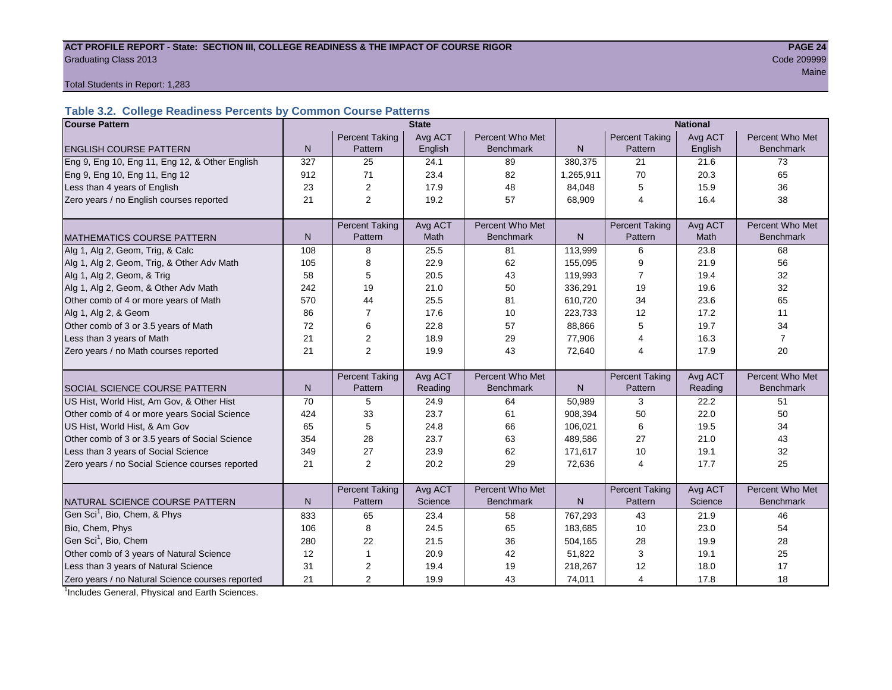ACT PROFILE REPORT - State: SECTION III, COLLEGE READINESS & THE IMPACT OF COURSE RIGOR

Graduating Class 2013

Code 209999

Maine

Total Students in Report: 1,283

### Table 3.2. College Readiness Percents by Common Course Patterns

| Course Pattern | State | | | | National | | | |
|---|---|---|---|---|---|---|---|---|
| ENGLISH COURSE PATTERN | N | Percent Taking Pattern | Avg ACT English | Percent Who Met Benchmark | N | Percent Taking Pattern | Avg ACT English | Percent Who Met Benchmark |
| Eng 9, Eng 10, Eng 11, Eng 12, & Other English | 327 | 25 | 24.1 | 89 | 380,375 | 21 | 21.6 | 73 |
| Eng 9, Eng 10, Eng 11, Eng 12 | 912 | 71 | 23.4 | 82 | 1,265,911 | 70 | 20.3 | 65 |
| Less than 4 years of English | 23 | 2 | 17.9 | 48 | 84,048 | 5 | 15.9 | 36 |
| Zero years / no English courses reported | 21 | 2 | 19.2 | 57 | 68,909 | 4 | 16.4 | 38 |
| MATHEMATICS COURSE PATTERN | N | Percent Taking Pattern | Avg ACT Math | Percent Who Met Benchmark | N | Percent Taking Pattern | Avg ACT Math | Percent Who Met Benchmark |
| Alg 1, Alg 2, Geom, Trig, & Calc | 108 | 8 | 25.5 | 81 | 113,999 | 6 | 23.8 | 68 |
| Alg 1, Alg 2, Geom, Trig, & Other Adv Math | 105 | 8 | 22.9 | 62 | 155,095 | 9 | 21.9 | 56 |
| Alg 1, Alg 2, Geom, & Trig | 58 | 5 | 20.5 | 43 | 119,993 | 7 | 19.4 | 32 |
| Alg 1, Alg 2, Geom, & Other Adv Math | 242 | 19 | 21.0 | 50 | 336,291 | 19 | 19.6 | 32 |
| Other comb of 4 or more years of Math | 570 | 44 | 25.5 | 81 | 610,720 | 34 | 23.6 | 65 |
| Alg 1, Alg 2, & Geom | 86 | 7 | 17.6 | 10 | 223,733 | 12 | 17.2 | 11 |
| Other comb of 3 or 3.5 years of Math | 72 | 6 | 22.8 | 57 | 88,866 | 5 | 19.7 | 34 |
| Less than 3 years of Math | 21 | 2 | 18.9 | 29 | 77,906 | 4 | 16.3 | 7 |
| Zero years / no Math courses reported | 21 | 2 | 19.9 | 43 | 72,640 | 4 | 17.9 | 20 |
| SOCIAL SCIENCE COURSE PATTERN | N | Percent Taking Pattern | Avg ACT Reading | Percent Who Met Benchmark | N | Percent Taking Pattern | Avg ACT Reading | Percent Who Met Benchmark |
| US Hist, World Hist, Am Gov, & Other Hist | 70 | 5 | 24.9 | 64 | 50,989 | 3 | 22.2 | 51 |
| Other comb of 4 or more years Social Science | 424 | 33 | 23.7 | 61 | 908,394 | 50 | 22.0 | 50 |
| US Hist, World Hist, & Am Gov | 65 | 5 | 24.8 | 66 | 106,021 | 6 | 19.5 | 34 |
| Other comb of 3 or 3.5 years of Social Science | 354 | 28 | 23.7 | 63 | 489,586 | 27 | 21.0 | 43 |
| Less than 3 years of Social Science | 349 | 27 | 23.9 | 62 | 171,617 | 10 | 19.1 | 32 |
| Zero years / no Social Science courses reported | 21 | 2 | 20.2 | 29 | 72,636 | 4 | 17.7 | 25 |
| NATURAL SCIENCE COURSE PATTERN | N | Percent Taking Pattern | Avg ACT Science | Percent Who Met Benchmark | N | Percent Taking Pattern | Avg ACT Science | Percent Who Met Benchmark |
| Gen Sci[1], Bio, Chem, & Phys | 833 | 65 | 23.4 | 58 | 767,293 | 43 | 21.9 | 46 |
| Bio, Chem, Phys | 106 | 8 | 24.5 | 65 | 183,685 | 10 | 23.0 | 54 |
| Gen Sci[1], Bio, Chem | 280 | 22 | 21.5 | 36 | 504,165 | 28 | 19.9 | 28 |
| Other comb of 3 years of Natural Science | 12 | 1 | 20.9 | 42 | 51,822 | 3 | 19.1 | 25 |
| Less than 3 years of Natural Science | 31 | 2 | 19.4 | 19 | 218,267 | 12 | 18.0 | 17 |
| Zero years / no Natural Science courses reported | 21 | 2 | 19.9 | 43 | 74,011 | 4 | 17.8 | 18 |

[1]Includes General, Physical and Earth Sciences.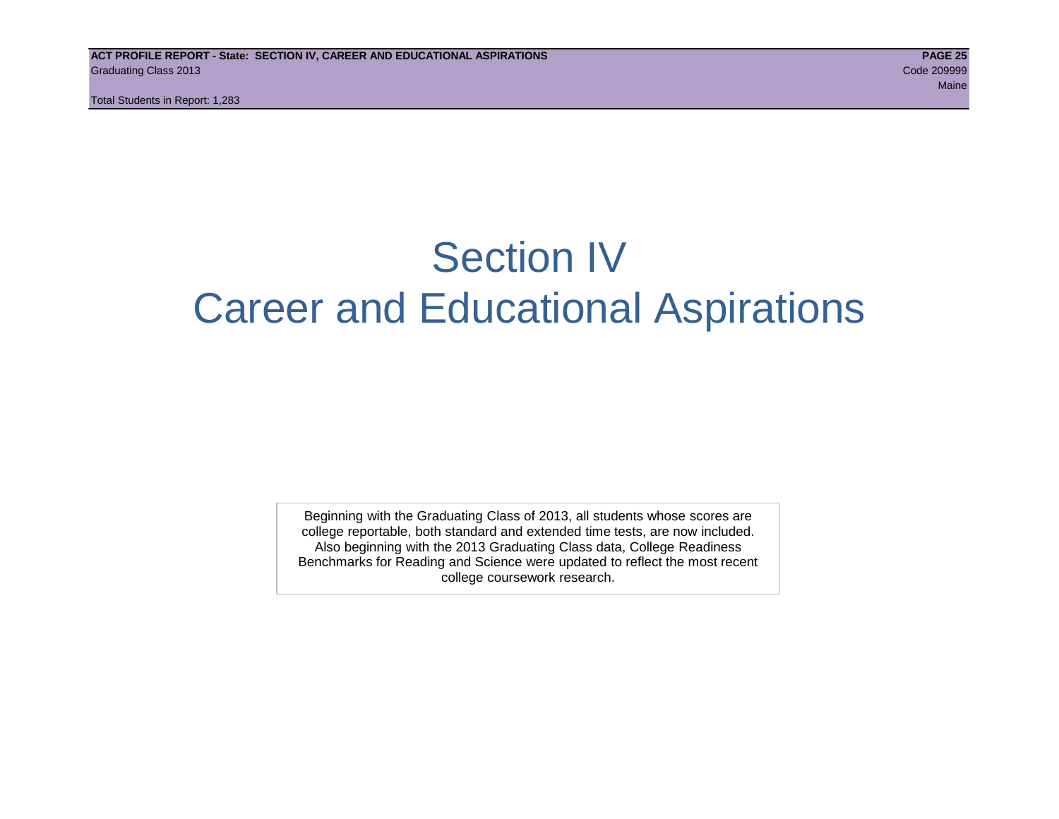# Section IV
# Career and Educational Aspirations

Beginning with the Graduating Class of 2013, all students whose scores are college reportable, both standard and extended time tests, are now included. Also beginning with the 2013 Graduating Class data, College Readiness Benchmarks for Reading and Science were updated to reflect the most recent college coursework research.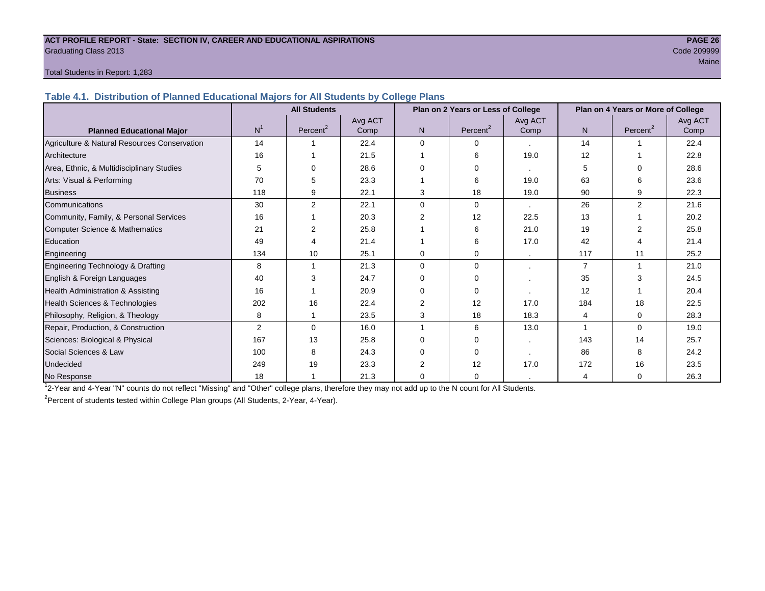ACT PROFILE REPORT - State: SECTION IV, CAREER AND EDUCATIONAL ASPIRATIONS
Graduating Class 2013
Code 209999
Maine

Total Students in Report: 1,283

## Table 4.1. Distribution of Planned Educational Majors for All Students by College Plans

| Planned Educational Major | All Students | | | Plan on 2 Years or Less of College | | | Plan on 4 Years or More of College | | |
|---|---|---|---|---|---|---|---|---|---|
| | N[1] | Percent[2] | Avg ACT Comp | N | Percent[2] | Avg ACT Comp | N | Percent[2] | Avg ACT Comp |
| Agriculture & Natural Resources Conservation | 14 | 1 | 22.4 | 0 | 0 | . | 14 | 1 | 22.4 |
| Architecture | 16 | 1 | 21.5 | 1 | 6 | 19.0 | 12 | 1 | 22.8 |
| Area, Ethnic, & Multidisciplinary Studies | 5 | 0 | 28.6 | 0 | 0 | . | 5 | 0 | 28.6 |
| Arts: Visual & Performing | 70 | 5 | 23.3 | 1 | 6 | 19.0 | 63 | 6 | 23.6 |
| Business | 118 | 9 | 22.1 | 3 | 18 | 19.0 | 90 | 9 | 22.3 |
| Communications | 30 | 2 | 22.1 | 0 | 0 | . | 26 | 2 | 21.6 |
| Community, Family, & Personal Services | 16 | 1 | 20.3 | 2 | 12 | 22.5 | 13 | 1 | 20.2 |
| Computer Science & Mathematics | 21 | 2 | 25.8 | 1 | 6 | 21.0 | 19 | 2 | 25.8 |
| Education | 49 | 4 | 21.4 | 1 | 6 | 17.0 | 42 | 4 | 21.4 |
| Engineering | 134 | 10 | 25.1 | 0 | 0 | . | 117 | 11 | 25.2 |
| Engineering Technology & Drafting | 8 | 1 | 21.3 | 0 | 0 | . | 7 | 1 | 21.0 |
| English & Foreign Languages | 40 | 3 | 24.7 | 0 | 0 | . | 35 | 3 | 24.5 |
| Health Administration & Assisting | 16 | 1 | 20.9 | 0 | 0 | . | 12 | 1 | 20.4 |
| Health Sciences & Technologies | 202 | 16 | 22.4 | 2 | 12 | 17.0 | 184 | 18 | 22.5 |
| Philosophy, Religion, & Theology | 8 | 1 | 23.5 | 3 | 18 | 18.3 | 4 | 0 | 28.3 |
| Repair, Production, & Construction | 2 | 0 | 16.0 | 1 | 6 | 13.0 | 1 | 0 | 19.0 |
| Sciences: Biological & Physical | 167 | 13 | 25.8 | 0 | 0 | . | 143 | 14 | 25.7 |
| Social Sciences & Law | 100 | 8 | 24.3 | 0 | 0 | . | 86 | 8 | 24.2 |
| Undecided | 249 | 19 | 23.3 | 2 | 12 | 17.0 | 172 | 16 | 23.5 |
| No Response | 18 | 1 | 21.3 | 0 | 0 | . | 4 | 0 | 26.3 |

[1]2-Year and 4-Year "N" counts do not reflect "Missing" and "Other" college plans, therefore they may not add up to the N count for All Students.

[2]Percent of students tested within College Plan groups (All Students, 2-Year, 4-Year).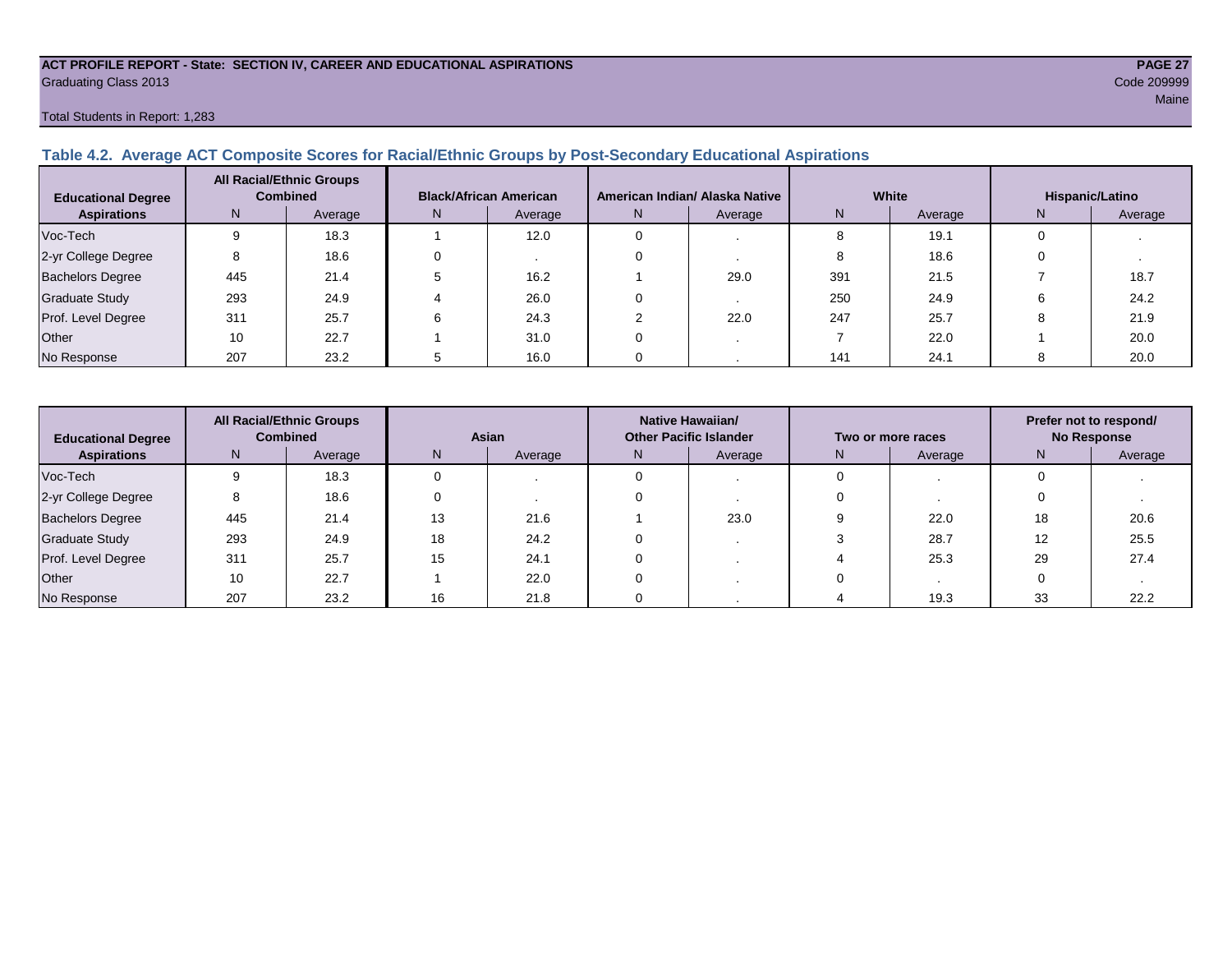ACT PROFILE REPORT - State: SECTION IV, CAREER AND EDUCATIONAL ASPIRATIONS
Graduating Class 2013

Code 209999
Maine

Total Students in Report: 1,283

### Table 4.2. Average ACT Composite Scores for Racial/Ethnic Groups by Post-Secondary Educational Aspirations

| Educational Degree Aspirations | All Racial/Ethnic Groups Combined | | Black/African American | | American Indian/ Alaska Native | | White | | Hispanic/Latino | |
|---|---|---|---|---|---|---|---|---|---|---|
| | N | Average | N | Average | N | Average | N | Average | N | Average |
| Voc-Tech | 9 | 18.3 | 1 | 12.0 | 0 | . | 8 | 19.1 | 0 | . |
| 2-yr College Degree | 8 | 18.6 | 0 | . | 0 | . | 8 | 18.6 | 0 | . |
| Bachelors Degree | 445 | 21.4 | 5 | 16.2 | 1 | 29.0 | 391 | 21.5 | 7 | 18.7 |
| Graduate Study | 293 | 24.9 | 4 | 26.0 | 0 | . | 250 | 24.9 | 6 | 24.2 |
| Prof. Level Degree | 311 | 25.7 | 6 | 24.3 | 2 | 22.0 | 247 | 25.7 | 8 | 21.9 |
| Other | 10 | 22.7 | 1 | 31.0 | 0 | . | 7 | 22.0 | 1 | 20.0 |
| No Response | 207 | 23.2 | 5 | 16.0 | 0 | . | 141 | 24.1 | 8 | 20.0 |

| Educational Degree Aspirations | All Racial/Ethnic Groups Combined | | Asian | | Native Hawaiian/ Other Pacific Islander | | Two or more races | | Prefer not to respond/ No Response | |
|---|---|---|---|---|---|---|---|---|---|---|
| | N | Average | N | Average | N | Average | N | Average | N | Average |
| Voc-Tech | 9 | 18.3 | 0 | . | 0 | . | 0 | . | 0 | . |
| 2-yr College Degree | 8 | 18.6 | 0 | . | 0 | . | 0 | . | 0 | . |
| Bachelors Degree | 445 | 21.4 | 13 | 21.6 | 1 | 23.0 | 9 | 22.0 | 18 | 20.6 |
| Graduate Study | 293 | 24.9 | 18 | 24.2 | 0 | . | 3 | 28.7 | 12 | 25.5 |
| Prof. Level Degree | 311 | 25.7 | 15 | 24.1 | 0 | . | 4 | 25.3 | 29 | 27.4 |
| Other | 10 | 22.7 | 1 | 22.0 | 0 | . | 0 | . | 0 | . |
| No Response | 207 | 23.2 | 16 | 21.8 | 0 | . | 4 | 19.3 | 33 | 22.2 |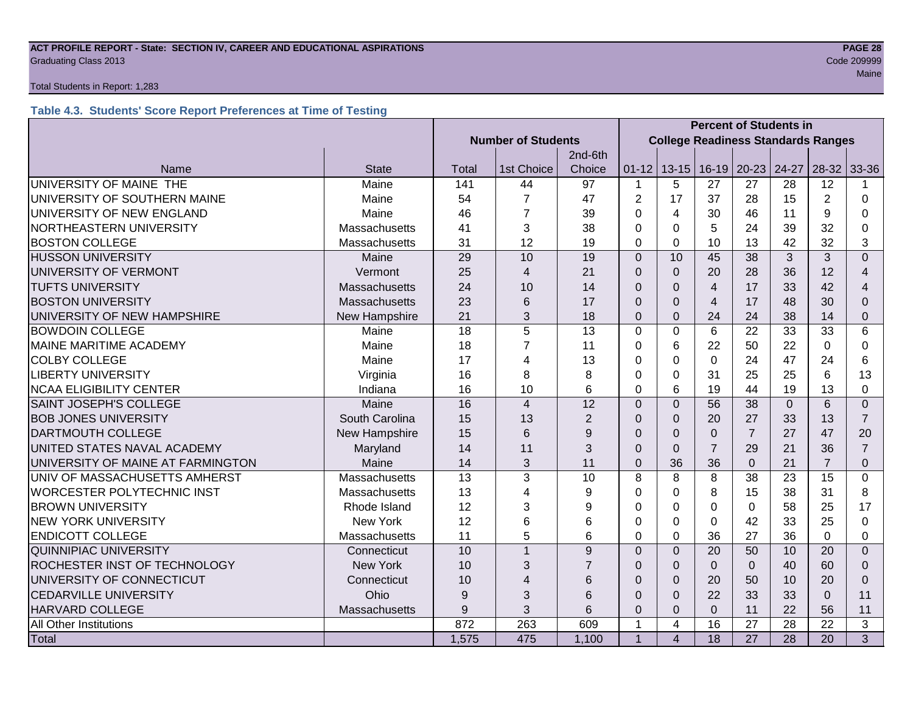ACT PROFILE REPORT - State: SECTION IV, CAREER AND EDUCATIONAL ASPIRATIONS
Graduating Class 2013
Code 209999
Maine

Total Students in Report: 1,283

### Table 4.3. Students' Score Report Preferences at Time of Testing

| | | Number of Students | | | Percent of Students in College Readiness Standards Ranges | | | | | | |
|---|---|---|---|---|---|---|---|---|---|---|---|
| Name | State | Total | 1st Choice | 2nd-6th Choice | 01-12 | 13-15 | 16-19 | 20-23 | 24-27 | 28-32 | 33-36 |
| UNIVERSITY OF MAINE THE | Maine | 141 | 44 | 97 | 1 | 5 | 27 | 27 | 28 | 12 | 1 |
| UNIVERSITY OF SOUTHERN MAINE | Maine | 54 | 7 | 47 | 2 | 17 | 37 | 28 | 15 | 2 | 0 |
| UNIVERSITY OF NEW ENGLAND | Maine | 46 | 7 | 39 | 0 | 4 | 30 | 46 | 11 | 9 | 0 |
| NORTHEASTERN UNIVERSITY | Massachusetts | 41 | 3 | 38 | 0 | 0 | 5 | 24 | 39 | 32 | 0 |
| BOSTON COLLEGE | Massachusetts | 31 | 12 | 19 | 0 | 0 | 10 | 13 | 42 | 32 | 3 |
| HUSSON UNIVERSITY | Maine | 29 | 10 | 19 | 0 | 10 | 45 | 38 | 3 | 3 | 0 |
| UNIVERSITY OF VERMONT | Vermont | 25 | 4 | 21 | 0 | 0 | 20 | 28 | 36 | 12 | 4 |
| TUFTS UNIVERSITY | Massachusetts | 24 | 10 | 14 | 0 | 0 | 4 | 17 | 33 | 42 | 4 |
| BOSTON UNIVERSITY | Massachusetts | 23 | 6 | 17 | 0 | 0 | 4 | 17 | 48 | 30 | 0 |
| UNIVERSITY OF NEW HAMPSHIRE | New Hampshire | 21 | 3 | 18 | 0 | 0 | 24 | 24 | 38 | 14 | 0 |
| BOWDOIN COLLEGE | Maine | 18 | 5 | 13 | 0 | 0 | 6 | 22 | 33 | 33 | 6 |
| MAINE MARITIME ACADEMY | Maine | 18 | 7 | 11 | 0 | 6 | 22 | 50 | 22 | 0 | 0 |
| COLBY COLLEGE | Maine | 17 | 4 | 13 | 0 | 0 | 0 | 24 | 47 | 24 | 6 |
| LIBERTY UNIVERSITY | Virginia | 16 | 8 | 8 | 0 | 0 | 31 | 25 | 25 | 6 | 13 |
| NCAA ELIGIBILITY CENTER | Indiana | 16 | 10 | 6 | 0 | 6 | 19 | 44 | 19 | 13 | 0 |
| SAINT JOSEPH'S COLLEGE | Maine | 16 | 4 | 12 | 0 | 0 | 56 | 38 | 0 | 6 | 0 |
| BOB JONES UNIVERSITY | South Carolina | 15 | 13 | 2 | 0 | 0 | 20 | 27 | 33 | 13 | 7 |
| DARTMOUTH COLLEGE | New Hampshire | 15 | 6 | 9 | 0 | 0 | 0 | 7 | 27 | 47 | 20 |
| UNITED STATES NAVAL ACADEMY | Maryland | 14 | 11 | 3 | 0 | 0 | 7 | 29 | 21 | 36 | 7 |
| UNIVERSITY OF MAINE AT FARMINGTON | Maine | 14 | 3 | 11 | 0 | 36 | 36 | 0 | 21 | 7 | 0 |
| UNIV OF MASSACHUSETTS AMHERST | Massachusetts | 13 | 3 | 10 | 8 | 8 | 8 | 38 | 23 | 15 | 0 |
| WORCESTER POLYTECHNIC INST | Massachusetts | 13 | 4 | 9 | 0 | 0 | 8 | 15 | 38 | 31 | 8 |
| BROWN UNIVERSITY | Rhode Island | 12 | 3 | 9 | 0 | 0 | 0 | 0 | 58 | 25 | 17 |
| NEW YORK UNIVERSITY | New York | 12 | 6 | 6 | 0 | 0 | 0 | 42 | 33 | 25 | 0 |
| ENDICOTT COLLEGE | Massachusetts | 11 | 5 | 6 | 0 | 0 | 36 | 27 | 36 | 0 | 0 |
| QUINNIPIAC UNIVERSITY | Connecticut | 10 | 1 | 9 | 0 | 0 | 20 | 50 | 10 | 20 | 0 |
| ROCHESTER INST OF TECHNOLOGY | New York | 10 | 3 | 7 | 0 | 0 | 0 | 0 | 40 | 60 | 0 |
| UNIVERSITY OF CONNECTICUT | Connecticut | 10 | 4 | 6 | 0 | 0 | 20 | 50 | 10 | 20 | 0 |
| CEDARVILLE UNIVERSITY | Ohio | 9 | 3 | 6 | 0 | 0 | 22 | 33 | 33 | 0 | 11 |
| HARVARD COLLEGE | Massachusetts | 9 | 3 | 6 | 0 | 0 | 0 | 11 | 22 | 56 | 11 |
| All Other Institutions | | 872 | 263 | 609 | 1 | 4 | 16 | 27 | 28 | 22 | 3 |
| Total | | 1,575 | 475 | 1,100 | 1 | 4 | 18 | 27 | 28 | 20 | 3 |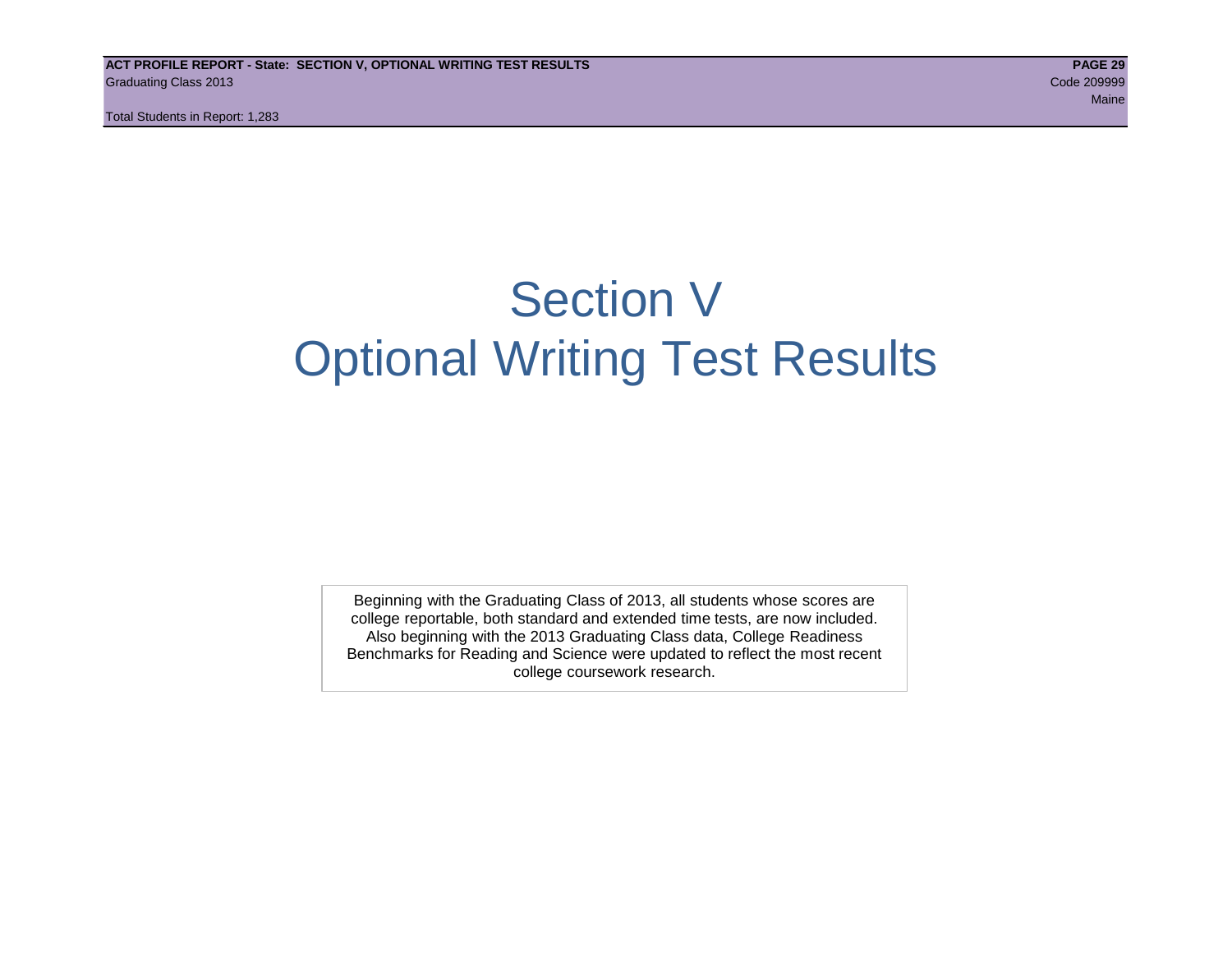# Section V
# Optional Writing Test Results

Beginning with the Graduating Class of 2013, all students whose scores are college reportable, both standard and extended time tests, are now included. Also beginning with the 2013 Graduating Class data, College Readiness Benchmarks for Reading and Science were updated to reflect the most recent college coursework research.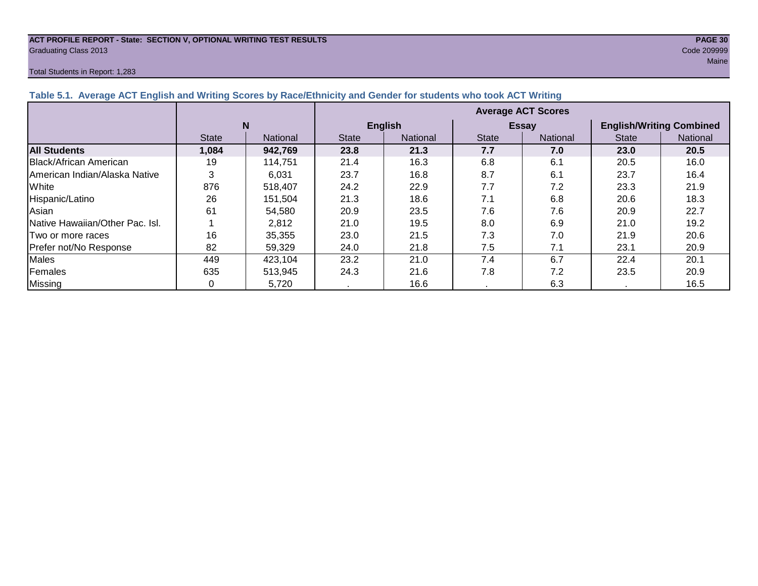**ACT PROFILE REPORT - State: SECTION V, OPTIONAL WRITING TEST RESULTS**
Graduating Class 2013

Code 209999
Maine

Total Students in Report: 1,283

### Table 5.1. Average ACT English and Writing Scores by Race/Ethnicity and Gender for students who took ACT Writing

| | N | | Average ACT Scores | | | | | |
|---|---|---|---|---|---|---|---|---|
| | | | English | | Essay | | English/Writing Combined | |
| | State | National | State | National | State | National | State | National |
| **All Students** | **1,084** | **942,769** | **23.8** | **21.3** | **7.7** | **7.0** | **23.0** | **20.5** |
| Black/African American | 19 | 114,751 | 21.4 | 16.3 | 6.8 | 6.1 | 20.5 | 16.0 |
| American Indian/Alaska Native | 3 | 6,031 | 23.7 | 16.8 | 8.7 | 6.1 | 23.7 | 16.4 |
| White | 876 | 518,407 | 24.2 | 22.9 | 7.7 | 7.2 | 23.3 | 21.9 |
| Hispanic/Latino | 26 | 151,504 | 21.3 | 18.6 | 7.1 | 6.8 | 20.6 | 18.3 |
| Asian | 61 | 54,580 | 20.9 | 23.5 | 7.6 | 7.6 | 20.9 | 22.7 |
| Native Hawaiian/Other Pac. Isl. | 1 | 2,812 | 21.0 | 19.5 | 8.0 | 6.9 | 21.0 | 19.2 |
| Two or more races | 16 | 35,355 | 23.0 | 21.5 | 7.3 | 7.0 | 21.9 | 20.6 |
| Prefer not/No Response | 82 | 59,329 | 24.0 | 21.8 | 7.5 | 7.1 | 23.1 | 20.9 |
| Males | 449 | 423,104 | 23.2 | 21.0 | 7.4 | 6.7 | 22.4 | 20.1 |
| Females | 635 | 513,945 | 24.3 | 21.6 | 7.8 | 7.2 | 23.5 | 20.9 |
| Missing | 0 | 5,720 | . | 16.6 | . | 6.3 | . | 16.5 |